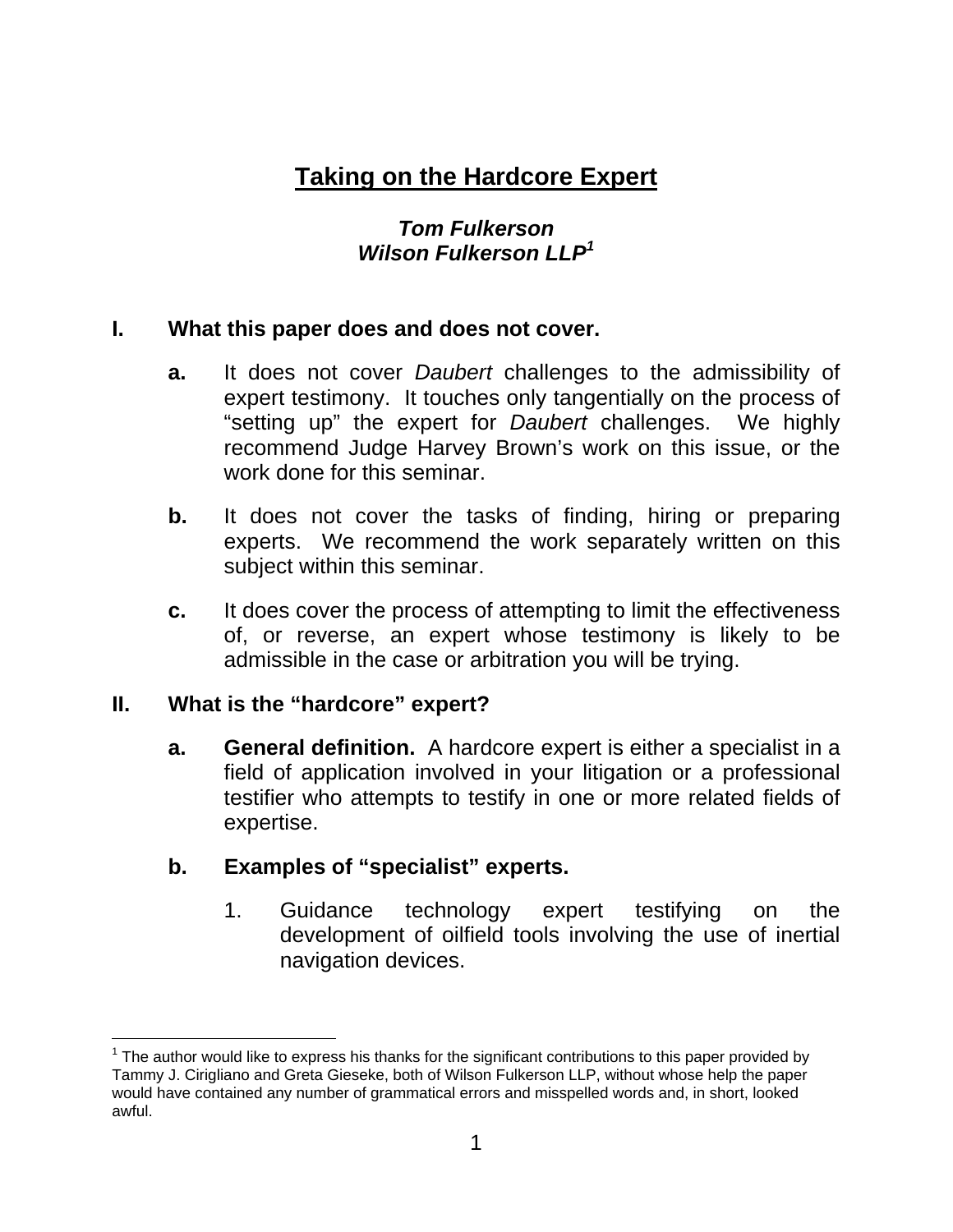# Taking on the Hardcore Expert

***Tom Fulkerson***
***Wilson Fulkerson LLP[1]***

## I. What this paper does and does not cover.

**a.** It does not cover *Daubert* challenges to the admissibility of expert testimony. It touches only tangentially on the process of "setting up" the expert for *Daubert* challenges. We highly recommend Judge Harvey Brown's work on this issue, or the work done for this seminar.

**b.** It does not cover the tasks of finding, hiring or preparing experts. We recommend the work separately written on this subject within this seminar.

**c.** It does cover the process of attempting to limit the effectiveness of, or reverse, an expert whose testimony is likely to be admissible in the case or arbitration you will be trying.

## II. What is the "hardcore" expert?

**a. General definition.** A hardcore expert is either a specialist in a field of application involved in your litigation or a professional testifier who attempts to testify in one or more related fields of expertise.

**b. Examples of "specialist" experts.**

1. Guidance technology expert testifying on the development of oilfield tools involving the use of inertial navigation devices.

---

[1] The author would like to express his thanks for the significant contributions to this paper provided by Tammy J. Cirigliano and Greta Gieseke, both of Wilson Fulkerson LLP, without whose help the paper would have contained any number of grammatical errors and misspelled words and, in short, looked awful.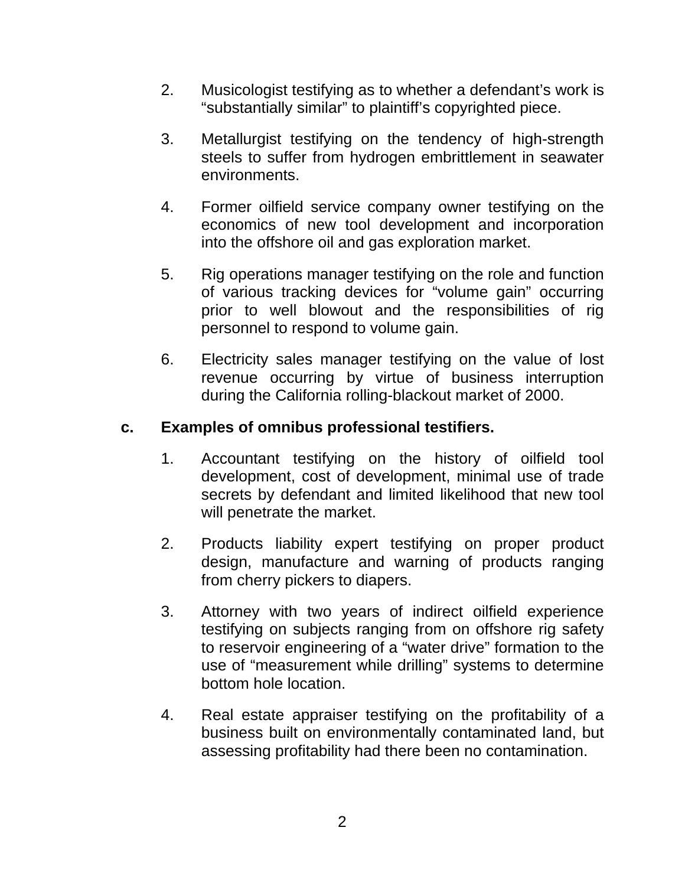2. Musicologist testifying as to whether a defendant's work is "substantially similar" to plaintiff's copyrighted piece.

3. Metallurgist testifying on the tendency of high-strength steels to suffer from hydrogen embrittlement in seawater environments.

4. Former oilfield service company owner testifying on the economics of new tool development and incorporation into the offshore oil and gas exploration market.

5. Rig operations manager testifying on the role and function of various tracking devices for "volume gain" occurring prior to well blowout and the responsibilities of rig personnel to respond to volume gain.

6. Electricity sales manager testifying on the value of lost revenue occurring by virtue of business interruption during the California rolling-blackout market of 2000.

**c. Examples of omnibus professional testifiers.**

1. Accountant testifying on the history of oilfield tool development, cost of development, minimal use of trade secrets by defendant and limited likelihood that new tool will penetrate the market.

2. Products liability expert testifying on proper product design, manufacture and warning of products ranging from cherry pickers to diapers.

3. Attorney with two years of indirect oilfield experience testifying on subjects ranging from on offshore rig safety to reservoir engineering of a "water drive" formation to the use of "measurement while drilling" systems to determine bottom hole location.

4. Real estate appraiser testifying on the profitability of a business built on environmentally contaminated land, but assessing profitability had there been no contamination.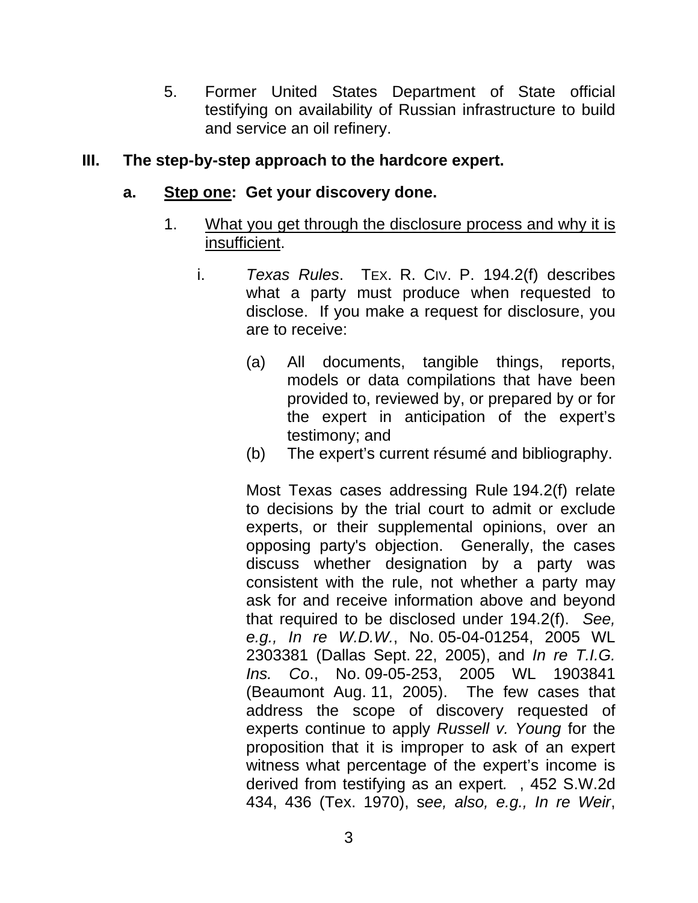5. Former United States Department of State official testifying on availability of Russian infrastructure to build and service an oil refinery.

## III. The step-by-step approach to the hardcore expert.

### a. <u>Step one</u>: Get your discovery done.

1. <u>What you get through the disclosure process and why it is insufficient</u>.

   i. *Texas Rules*. TEX. R. CIV. P. 194.2(f) describes what a party must produce when requested to disclose. If you make a request for disclosure, you are to receive:

      (a) All documents, tangible things, reports, models or data compilations that have been provided to, reviewed by, or prepared by or for the expert in anticipation of the expert's testimony; and
      
      (b) The expert's current résumé and bibliography.

      Most Texas cases addressing Rule 194.2(f) relate to decisions by the trial court to admit or exclude experts, or their supplemental opinions, over an opposing party's objection. Generally, the cases discuss whether designation by a party was consistent with the rule, not whether a party may ask for and receive information above and beyond that required to be disclosed under 194.2(f). *See, e.g., In re W.D.W.*, No. 05-04-01254, 2005 WL 2303381 (Dallas Sept. 22, 2005), and *In re T.I.G. Ins. Co*., No. 09-05-253, 2005 WL 1903841 (Beaumont Aug. 11, 2005). The few cases that address the scope of discovery requested of experts continue to apply *Russell v. Young* for the proposition that it is improper to ask of an expert witness what percentage of the expert's income is derived from testifying as an expert. , 452 S.W.2d 434, 436 (Tex. 1970), s*ee, also, e.g., In re Weir*,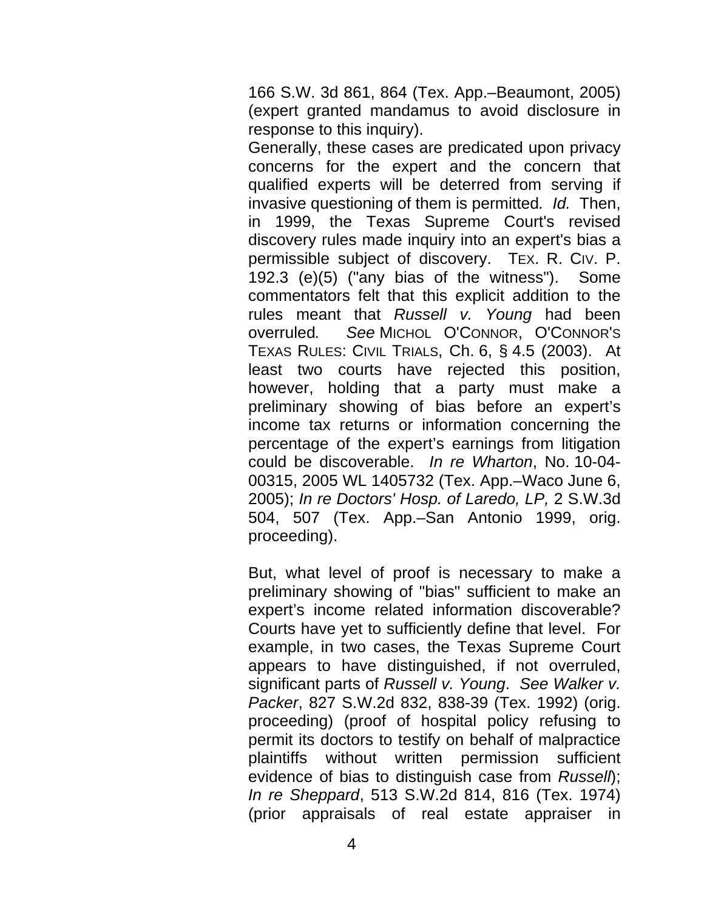166 S.W. 3d 861, 864 (Tex. App.–Beaumont, 2005) (expert granted mandamus to avoid disclosure in response to this inquiry).

Generally, these cases are predicated upon privacy concerns for the expert and the concern that qualified experts will be deterred from serving if invasive questioning of them is permitted*. Id.* Then, in 1999, the Texas Supreme Court's revised discovery rules made inquiry into an expert's bias a permissible subject of discovery. TEX. R. CIV. P. 192.3 (e)(5) ("any bias of the witness"). Some commentators felt that this explicit addition to the rules meant that *Russell v. Young* had been overruled*. See* MICHOL O'CONNOR, O'CONNOR'S TEXAS RULES: CIVIL TRIALS, Ch. 6, § 4.5 (2003). At least two courts have rejected this position, however, holding that a party must make a preliminary showing of bias before an expert's income tax returns or information concerning the percentage of the expert's earnings from litigation could be discoverable. *In re Wharton*, No. 10-04-00315, 2005 WL 1405732 (Tex. App.–Waco June 6, 2005); *In re Doctors' Hosp. of Laredo, LP,* 2 S.W.3d 504, 507 (Tex. App.–San Antonio 1999, orig. proceeding).

But, what level of proof is necessary to make a preliminary showing of "bias" sufficient to make an expert's income related information discoverable? Courts have yet to sufficiently define that level. For example, in two cases, the Texas Supreme Court appears to have distinguished, if not overruled, significant parts of *Russell v. Young*. *See Walker v. Packer*, 827 S.W.2d 832, 838-39 (Tex. 1992) (orig. proceeding) (proof of hospital policy refusing to permit its doctors to testify on behalf of malpractice plaintiffs without written permission sufficient evidence of bias to distinguish case from *Russell*); *In re Sheppard*, 513 S.W.2d 814, 816 (Tex. 1974) (prior appraisals of real estate appraiser in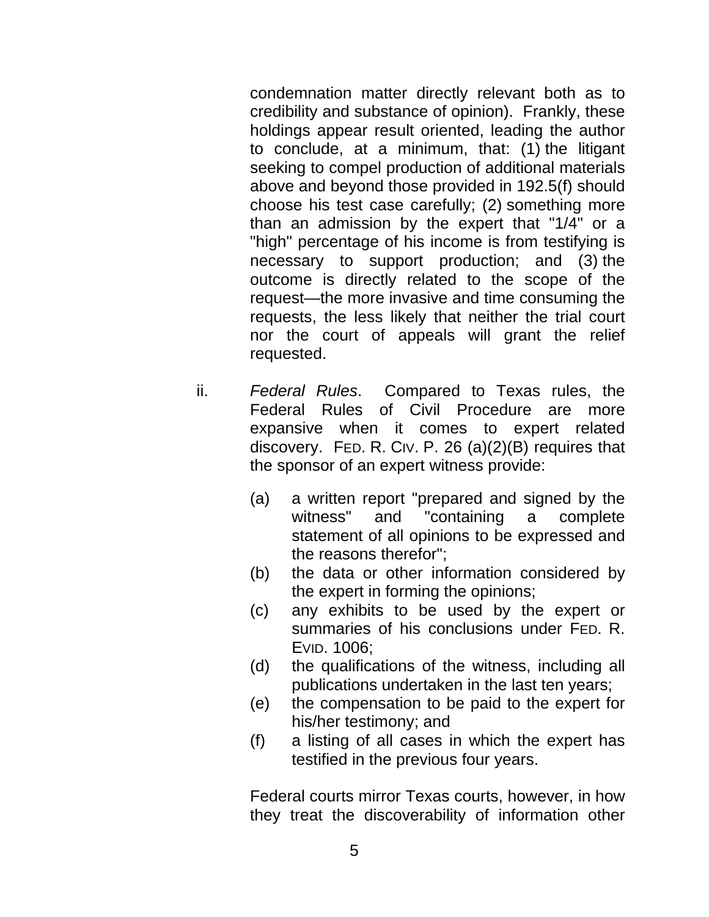condemnation matter directly relevant both as to credibility and substance of opinion). Frankly, these holdings appear result oriented, leading the author to conclude, at a minimum, that: (1) the litigant seeking to compel production of additional materials above and beyond those provided in 192.5(f) should choose his test case carefully; (2) something more than an admission by the expert that "1/4" or a "high" percentage of his income is from testifying is necessary to support production; and (3) the outcome is directly related to the scope of the request—the more invasive and time consuming the requests, the less likely that neither the trial court nor the court of appeals will grant the relief requested.

ii. *Federal Rules*. Compared to Texas rules, the Federal Rules of Civil Procedure are more expansive when it comes to expert related discovery. FED. R. CIV. P. 26 (a)(2)(B) requires that the sponsor of an expert witness provide:

(a) a written report "prepared and signed by the witness" and "containing a complete statement of all opinions to be expressed and the reasons therefor";
(b) the data or other information considered by the expert in forming the opinions;
(c) any exhibits to be used by the expert or summaries of his conclusions under FED. R. EVID. 1006;
(d) the qualifications of the witness, including all publications undertaken in the last ten years;
(e) the compensation to be paid to the expert for his/her testimony; and
(f) a listing of all cases in which the expert has testified in the previous four years.

Federal courts mirror Texas courts, however, in how they treat the discoverability of information other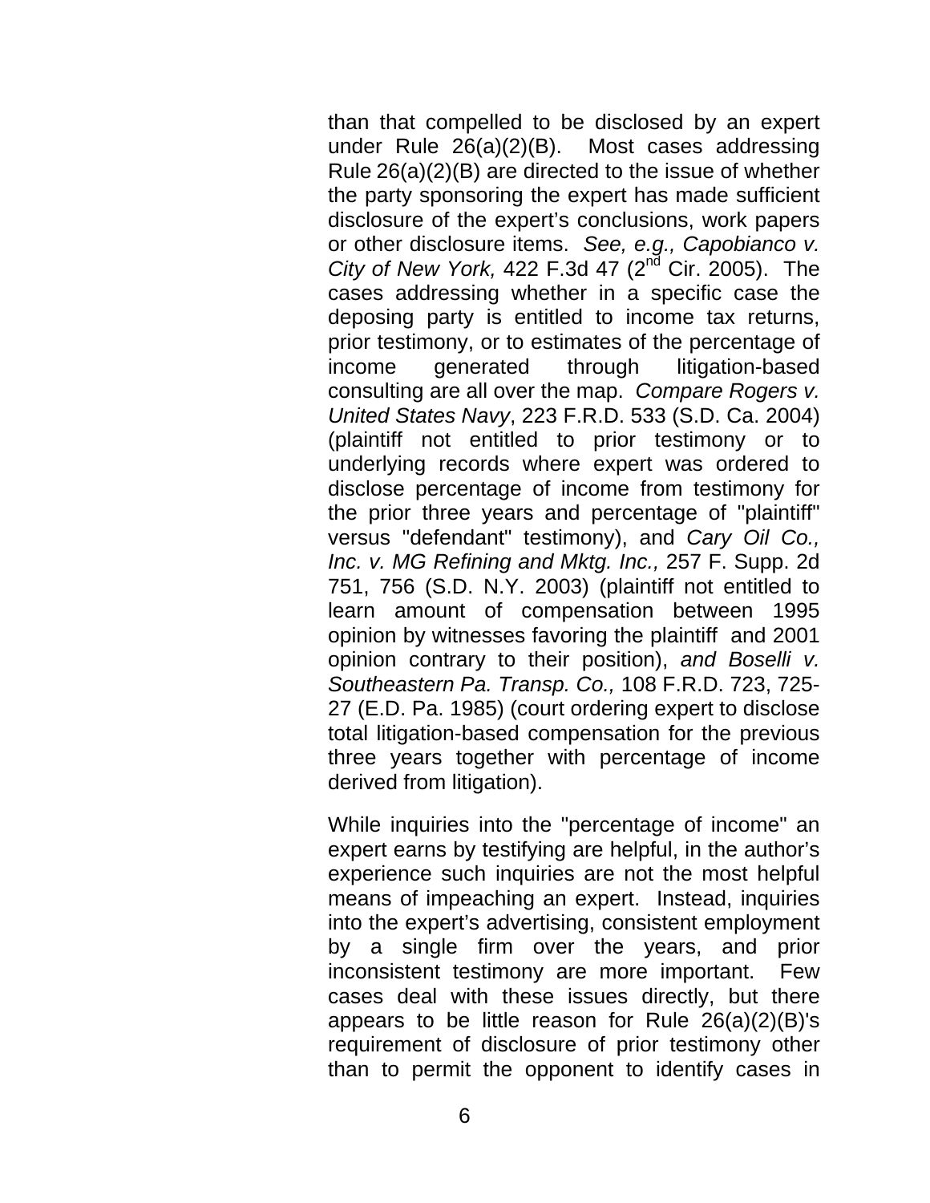than that compelled to be disclosed by an expert under Rule 26(a)(2)(B). Most cases addressing Rule 26(a)(2)(B) are directed to the issue of whether the party sponsoring the expert has made sufficient disclosure of the expert's conclusions, work papers or other disclosure items. *See, e.g., Capobianco v. City of New York,* 422 F.3d 47 (2nd Cir. 2005). The cases addressing whether in a specific case the deposing party is entitled to income tax returns, prior testimony, or to estimates of the percentage of income generated through litigation-based consulting are all over the map. *Compare Rogers v. United States Navy*, 223 F.R.D. 533 (S.D. Ca. 2004) (plaintiff not entitled to prior testimony or to underlying records where expert was ordered to disclose percentage of income from testimony for the prior three years and percentage of "plaintiff" versus "defendant" testimony), and *Cary Oil Co., Inc. v. MG Refining and Mktg. Inc.,* 257 F. Supp. 2d 751, 756 (S.D. N.Y. 2003) (plaintiff not entitled to learn amount of compensation between 1995 opinion by witnesses favoring the plaintiff and 2001 opinion contrary to their position), *and Boselli v. Southeastern Pa. Transp. Co.,* 108 F.R.D. 723, 725-27 (E.D. Pa. 1985) (court ordering expert to disclose total litigation-based compensation for the previous three years together with percentage of income derived from litigation).

While inquiries into the "percentage of income" an expert earns by testifying are helpful, in the author's experience such inquiries are not the most helpful means of impeaching an expert. Instead, inquiries into the expert's advertising, consistent employment by a single firm over the years, and prior inconsistent testimony are more important. Few cases deal with these issues directly, but there appears to be little reason for Rule 26(a)(2)(B)'s requirement of disclosure of prior testimony other than to permit the opponent to identify cases in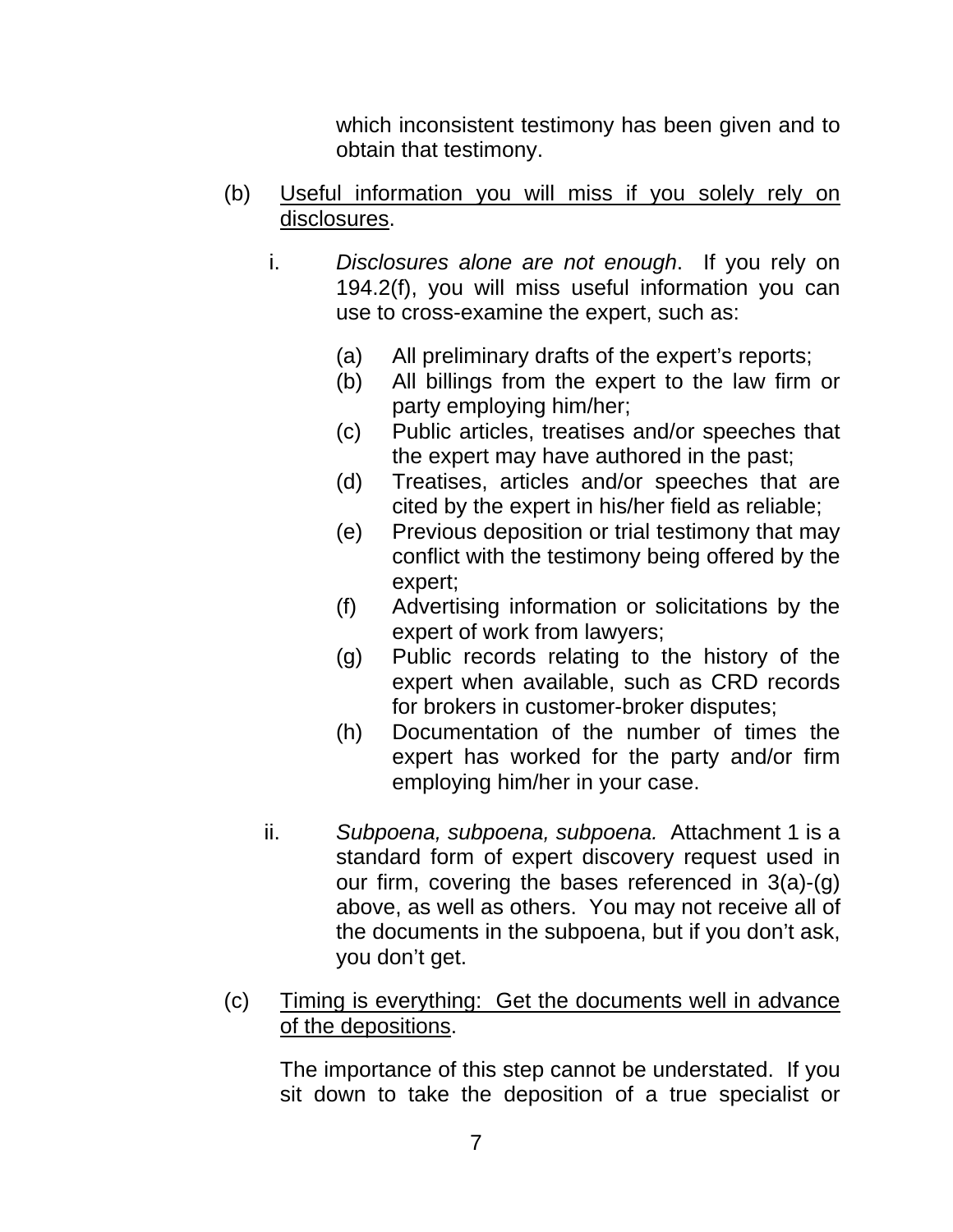which inconsistent testimony has been given and to obtain that testimony.

(b) <u>Useful information you will miss if you solely rely on disclosures</u>.

i. *Disclosures alone are not enough*. If you rely on 194.2(f), you will miss useful information you can use to cross-examine the expert, such as:

(a) All preliminary drafts of the expert's reports;
(b) All billings from the expert to the law firm or party employing him/her;
(c) Public articles, treatises and/or speeches that the expert may have authored in the past;
(d) Treatises, articles and/or speeches that are cited by the expert in his/her field as reliable;
(e) Previous deposition or trial testimony that may conflict with the testimony being offered by the expert;
(f) Advertising information or solicitations by the expert of work from lawyers;
(g) Public records relating to the history of the expert when available, such as CRD records for brokers in customer-broker disputes;
(h) Documentation of the number of times the expert has worked for the party and/or firm employing him/her in your case.

ii. *Subpoena, subpoena, subpoena.* Attachment 1 is a standard form of expert discovery request used in our firm, covering the bases referenced in 3(a)-(g) above, as well as others. You may not receive all of the documents in the subpoena, but if you don't ask, you don't get.

(c) <u>Timing is everything: Get the documents well in advance of the depositions</u>.

The importance of this step cannot be understated. If you sit down to take the deposition of a true specialist or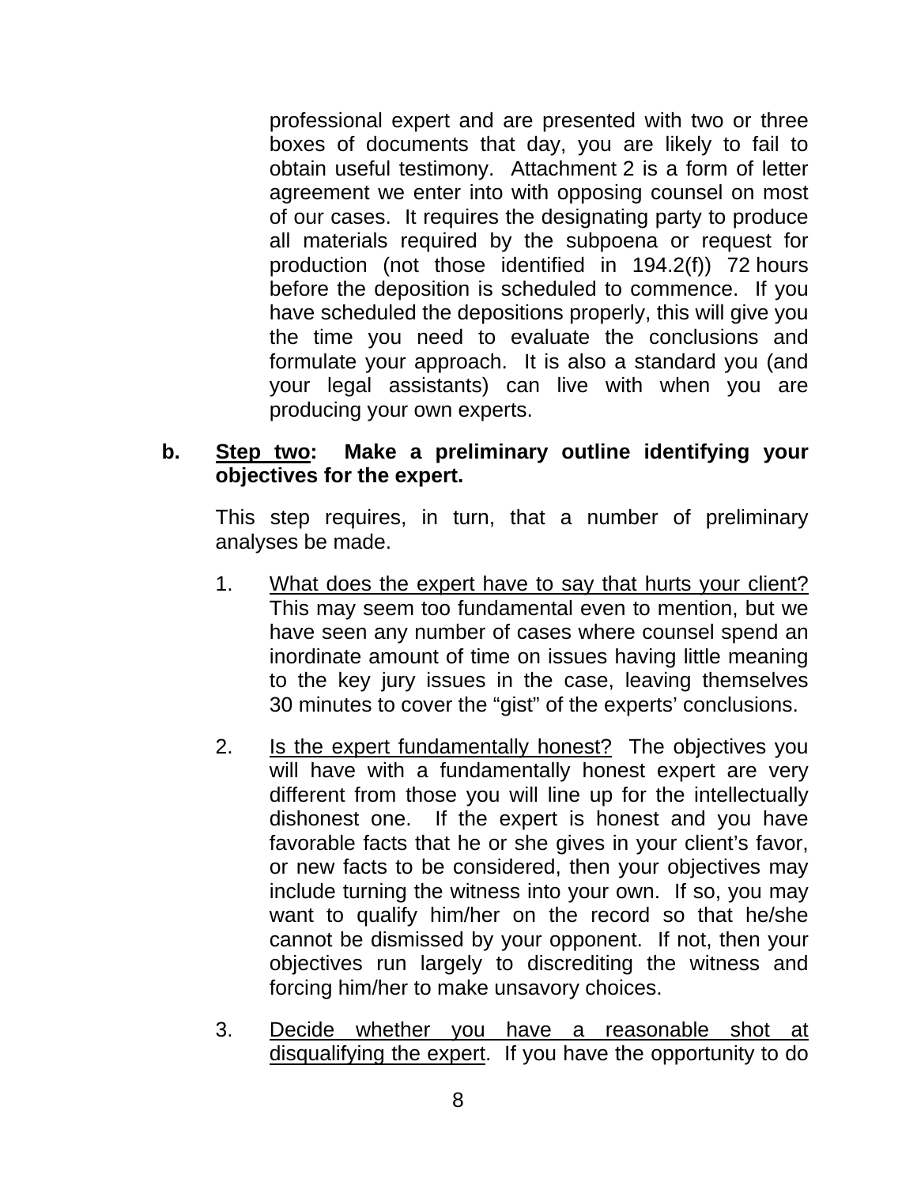professional expert and are presented with two or three boxes of documents that day, you are likely to fail to obtain useful testimony. Attachment 2 is a form of letter agreement we enter into with opposing counsel on most of our cases. It requires the designating party to produce all materials required by the subpoena or request for production (not those identified in 194.2(f)) 72 hours before the deposition is scheduled to commence. If you have scheduled the depositions properly, this will give you the time you need to evaluate the conclusions and formulate your approach. It is also a standard you (and your legal assistants) can live with when you are producing your own experts.

**b. Step two: Make a preliminary outline identifying your objectives for the expert.**

This step requires, in turn, that a number of preliminary analyses be made.

1. What does the expert have to say that hurts your client? This may seem too fundamental even to mention, but we have seen any number of cases where counsel spend an inordinate amount of time on issues having little meaning to the key jury issues in the case, leaving themselves 30 minutes to cover the "gist" of the experts' conclusions.

2. Is the expert fundamentally honest? The objectives you will have with a fundamentally honest expert are very different from those you will line up for the intellectually dishonest one. If the expert is honest and you have favorable facts that he or she gives in your client's favor, or new facts to be considered, then your objectives may include turning the witness into your own. If so, you may want to qualify him/her on the record so that he/she cannot be dismissed by your opponent. If not, then your objectives run largely to discrediting the witness and forcing him/her to make unsavory choices.

3. Decide whether you have a reasonable shot at disqualifying the expert. If you have the opportunity to do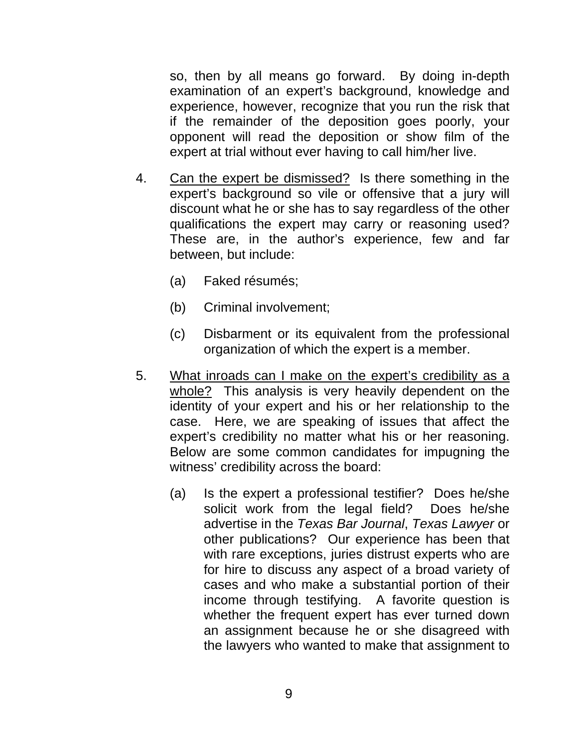so, then by all means go forward. By doing in-depth examination of an expert's background, knowledge and experience, however, recognize that you run the risk that if the remainder of the deposition goes poorly, your opponent will read the deposition or show film of the expert at trial without ever having to call him/her live.

4. <u>Can the expert be dismissed?</u> Is there something in the expert's background so vile or offensive that a jury will discount what he or she has to say regardless of the other qualifications the expert may carry or reasoning used? These are, in the author's experience, few and far between, but include:

   (a) Faked résumés;

   (b) Criminal involvement;

   (c) Disbarment or its equivalent from the professional organization of which the expert is a member.

5. <u>What inroads can I make on the expert's credibility as a whole?</u> This analysis is very heavily dependent on the identity of your expert and his or her relationship to the case. Here, we are speaking of issues that affect the expert's credibility no matter what his or her reasoning. Below are some common candidates for impugning the witness' credibility across the board:

   (a) Is the expert a professional testifier? Does he/she solicit work from the legal field? Does he/she advertise in the *Texas Bar Journal*, *Texas Lawyer* or other publications? Our experience has been that with rare exceptions, juries distrust experts who are for hire to discuss any aspect of a broad variety of cases and who make a substantial portion of their income through testifying. A favorite question is whether the frequent expert has ever turned down an assignment because he or she disagreed with the lawyers who wanted to make that assignment to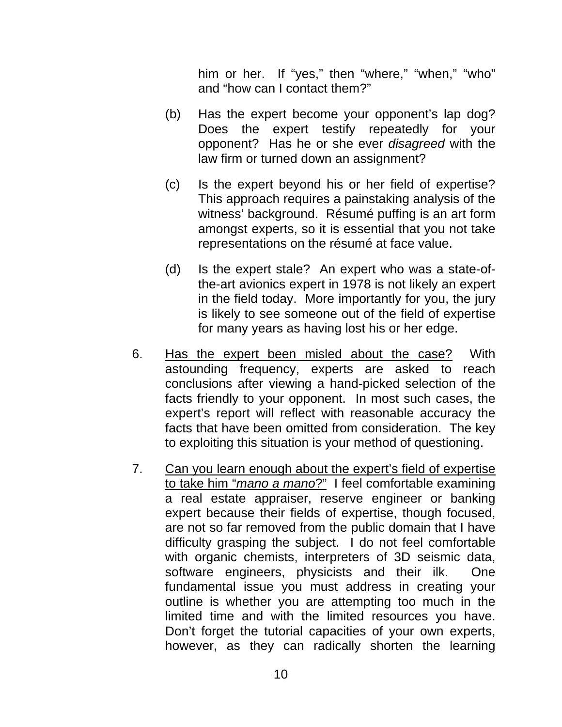him or her. If "yes," then "where," "when," "who" and "how can I contact them?"

(b) Has the expert become your opponent's lap dog? Does the expert testify repeatedly for your opponent? Has he or she ever *disagreed* with the law firm or turned down an assignment?

(c) Is the expert beyond his or her field of expertise? This approach requires a painstaking analysis of the witness' background. Résumé puffing is an art form amongst experts, so it is essential that you not take representations on the résumé at face value.

(d) Is the expert stale? An expert who was a state-of-the-art avionics expert in 1978 is not likely an expert in the field today. More importantly for you, the jury is likely to see someone out of the field of expertise for many years as having lost his or her edge.

6. <u>Has the expert been misled about the case?</u> With astounding frequency, experts are asked to reach conclusions after viewing a hand-picked selection of the facts friendly to your opponent. In most such cases, the expert's report will reflect with reasonable accuracy the facts that have been omitted from consideration. The key to exploiting this situation is your method of questioning.

7. <u>Can you learn enough about the expert's field of expertise to take him "*mano a mano*?"</u> I feel comfortable examining a real estate appraiser, reserve engineer or banking expert because their fields of expertise, though focused, are not so far removed from the public domain that I have difficulty grasping the subject. I do not feel comfortable with organic chemists, interpreters of 3D seismic data, software engineers, physicists and their ilk. One fundamental issue you must address in creating your outline is whether you are attempting too much in the limited time and with the limited resources you have. Don't forget the tutorial capacities of your own experts, however, as they can radically shorten the learning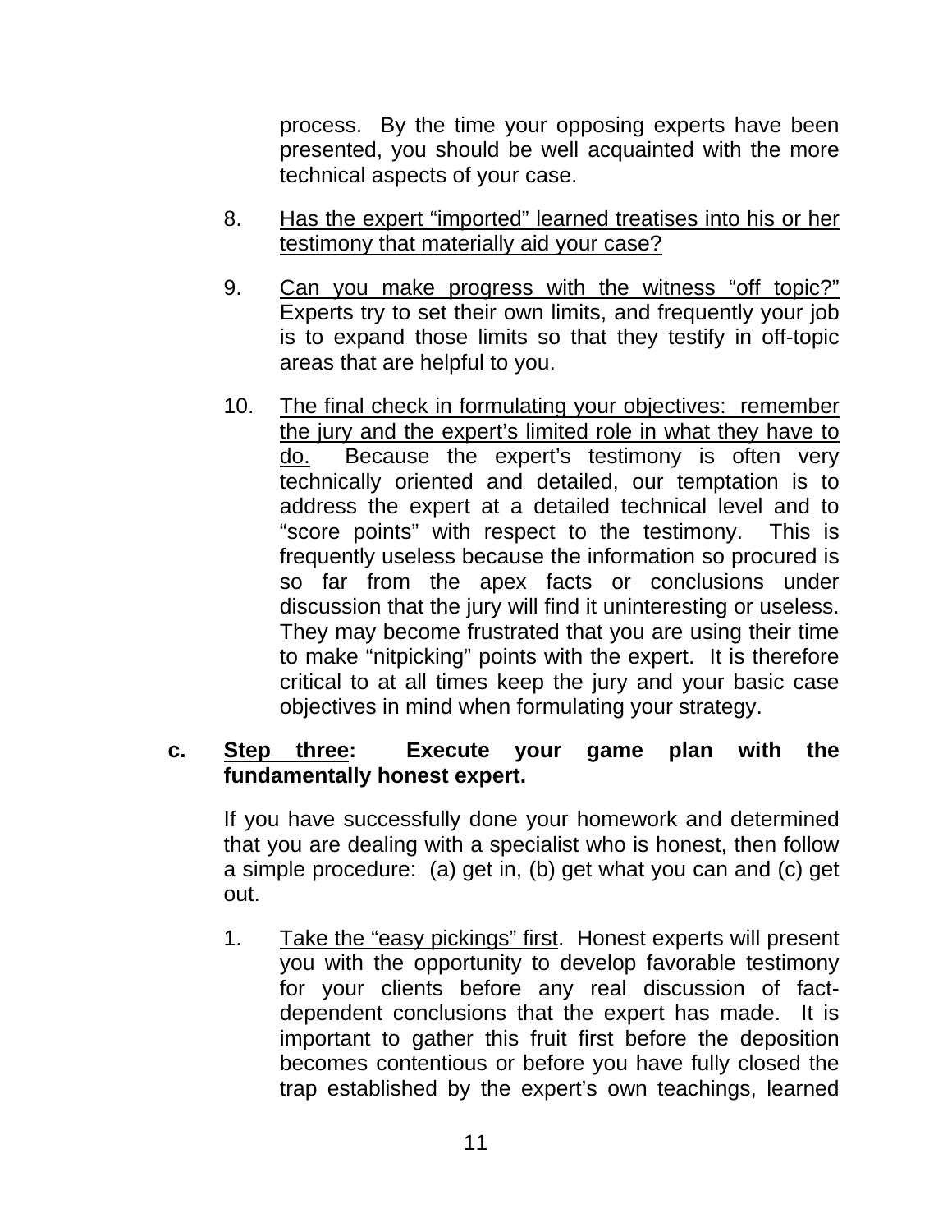process. By the time your opposing experts have been presented, you should be well acquainted with the more technical aspects of your case.

8. <u>Has the expert "imported" learned treatises into his or her testimony that materially aid your case?</u>

9. <u>Can you make progress with the witness "off topic?"</u> Experts try to set their own limits, and frequently your job is to expand those limits so that they testify in off-topic areas that are helpful to you.

10. <u>The final check in formulating your objectives: remember the jury and the expert's limited role in what they have to do.</u> Because the expert's testimony is often very technically oriented and detailed, our temptation is to address the expert at a detailed technical level and to "score points" with respect to the testimony. This is frequently useless because the information so procured is so far from the apex facts or conclusions under discussion that the jury will find it uninteresting or useless. They may become frustrated that you are using their time to make "nitpicking" points with the expert. It is therefore critical to at all times keep the jury and your basic case objectives in mind when formulating your strategy.

**c. <u>Step three</u>: Execute your game plan with the fundamentally honest expert.**

If you have successfully done your homework and determined that you are dealing with a specialist who is honest, then follow a simple procedure: (a) get in, (b) get what you can and (c) get out.

1. <u>Take the "easy pickings" first</u>. Honest experts will present you with the opportunity to develop favorable testimony for your clients before any real discussion of fact-dependent conclusions that the expert has made. It is important to gather this fruit first before the deposition becomes contentious or before you have fully closed the trap established by the expert's own teachings, learned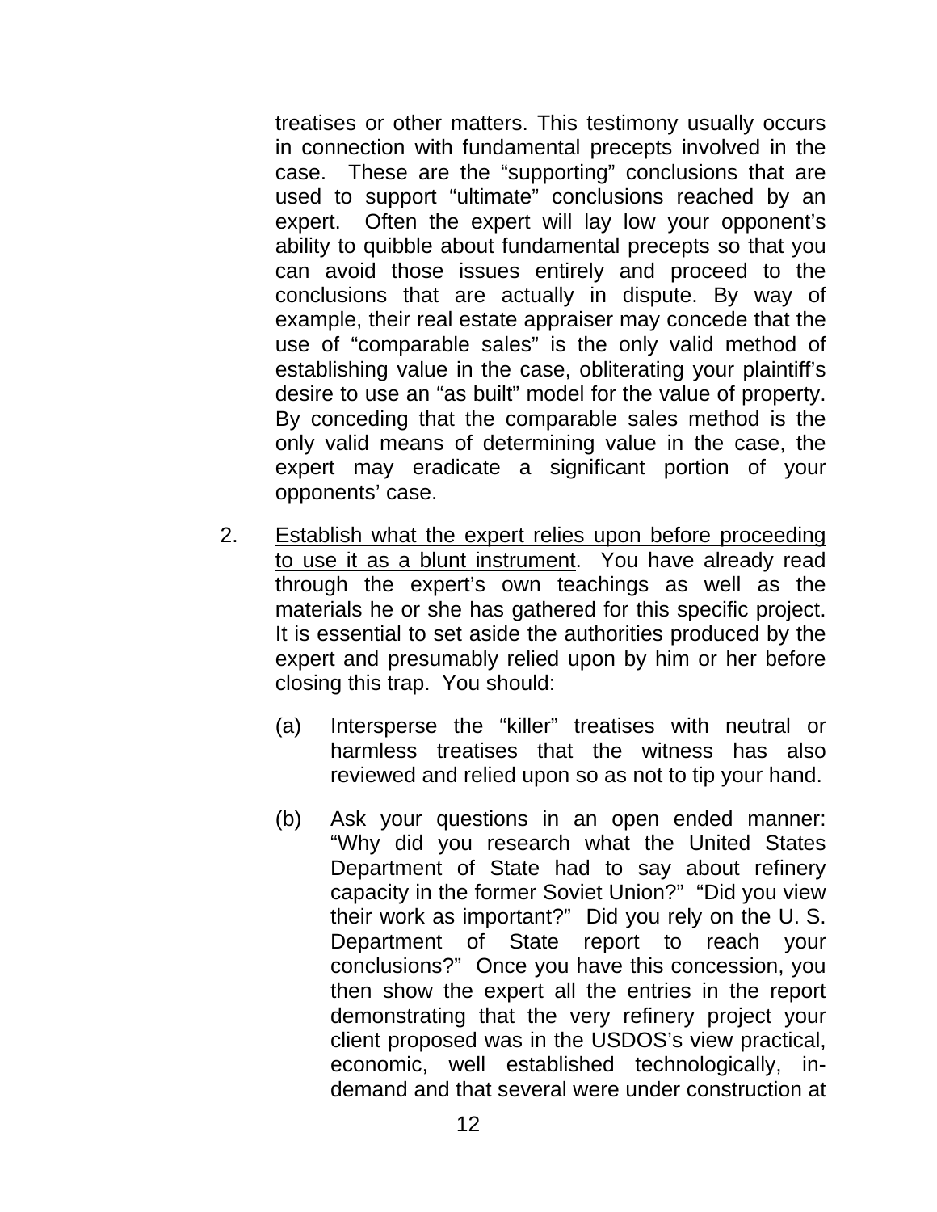treatises or other matters. This testimony usually occurs in connection with fundamental precepts involved in the case. These are the "supporting" conclusions that are used to support "ultimate" conclusions reached by an expert. Often the expert will lay low your opponent's ability to quibble about fundamental precepts so that you can avoid those issues entirely and proceed to the conclusions that are actually in dispute. By way of example, their real estate appraiser may concede that the use of "comparable sales" is the only valid method of establishing value in the case, obliterating your plaintiff's desire to use an "as built" model for the value of property. By conceding that the comparable sales method is the only valid means of determining value in the case, the expert may eradicate a significant portion of your opponents' case.

2. <u>Establish what the expert relies upon before proceeding to use it as a blunt instrument</u>. You have already read through the expert's own teachings as well as the materials he or she has gathered for this specific project. It is essential to set aside the authorities produced by the expert and presumably relied upon by him or her before closing this trap. You should:

   (a) Intersperse the "killer" treatises with neutral or harmless treatises that the witness has also reviewed and relied upon so as not to tip your hand.

   (b) Ask your questions in an open ended manner: "Why did you research what the United States Department of State had to say about refinery capacity in the former Soviet Union?" "Did you view their work as important?" Did you rely on the U. S. Department of State report to reach your conclusions?" Once you have this concession, you then show the expert all the entries in the report demonstrating that the very refinery project your client proposed was in the USDOS's view practical, economic, well established technologically, in-demand and that several were under construction at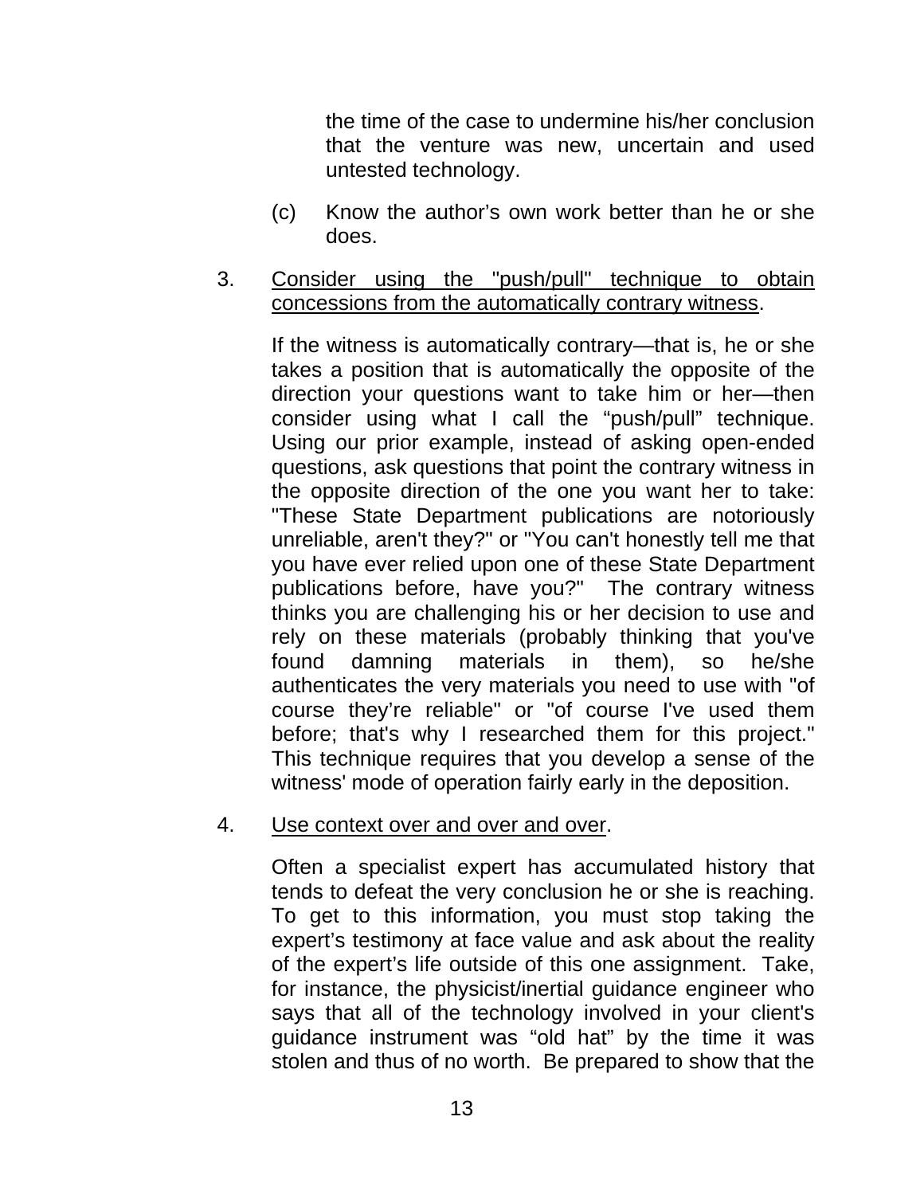the time of the case to undermine his/her conclusion that the venture was new, uncertain and used untested technology.

(c) Know the author's own work better than he or she does.

3. <u>Consider using the "push/pull" technique to obtain concessions from the automatically contrary witness</u>.

   If the witness is automatically contrary—that is, he or she takes a position that is automatically the opposite of the direction your questions want to take him or her—then consider using what I call the "push/pull" technique. Using our prior example, instead of asking open-ended questions, ask questions that point the contrary witness in the opposite direction of the one you want her to take: "These State Department publications are notoriously unreliable, aren't they?" or "You can't honestly tell me that you have ever relied upon one of these State Department publications before, have you?" The contrary witness thinks you are challenging his or her decision to use and rely on these materials (probably thinking that you've found damning materials in them), so he/she authenticates the very materials you need to use with "of course they're reliable" or "of course I've used them before; that's why I researched them for this project." This technique requires that you develop a sense of the witness' mode of operation fairly early in the deposition.

4. <u>Use context over and over and over</u>.

   Often a specialist expert has accumulated history that tends to defeat the very conclusion he or she is reaching. To get to this information, you must stop taking the expert's testimony at face value and ask about the reality of the expert's life outside of this one assignment. Take, for instance, the physicist/inertial guidance engineer who says that all of the technology involved in your client's guidance instrument was "old hat" by the time it was stolen and thus of no worth. Be prepared to show that the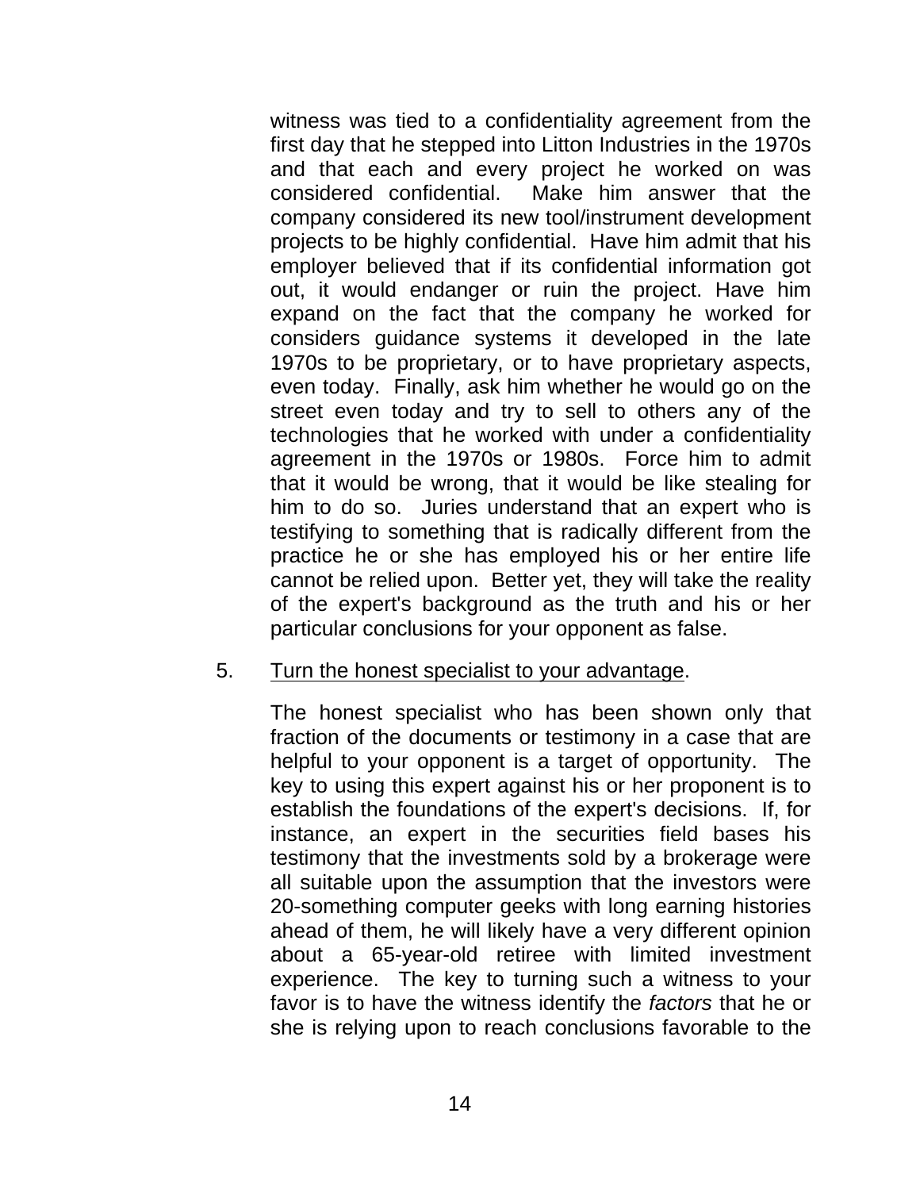witness was tied to a confidentiality agreement from the first day that he stepped into Litton Industries in the 1970s and that each and every project he worked on was considered confidential. Make him answer that the company considered its new tool/instrument development projects to be highly confidential. Have him admit that his employer believed that if its confidential information got out, it would endanger or ruin the project. Have him expand on the fact that the company he worked for considers guidance systems it developed in the late 1970s to be proprietary, or to have proprietary aspects, even today. Finally, ask him whether he would go on the street even today and try to sell to others any of the technologies that he worked with under a confidentiality agreement in the 1970s or 1980s. Force him to admit that it would be wrong, that it would be like stealing for him to do so. Juries understand that an expert who is testifying to something that is radically different from the practice he or she has employed his or her entire life cannot be relied upon. Better yet, they will take the reality of the expert's background as the truth and his or her particular conclusions for your opponent as false.

5. <u>Turn the honest specialist to your advantage</u>.

   The honest specialist who has been shown only that fraction of the documents or testimony in a case that are helpful to your opponent is a target of opportunity. The key to using this expert against his or her proponent is to establish the foundations of the expert's decisions. If, for instance, an expert in the securities field bases his testimony that the investments sold by a brokerage were all suitable upon the assumption that the investors were 20-something computer geeks with long earning histories ahead of them, he will likely have a very different opinion about a 65-year-old retiree with limited investment experience. The key to turning such a witness to your favor is to have the witness identify the *factors* that he or she is relying upon to reach conclusions favorable to the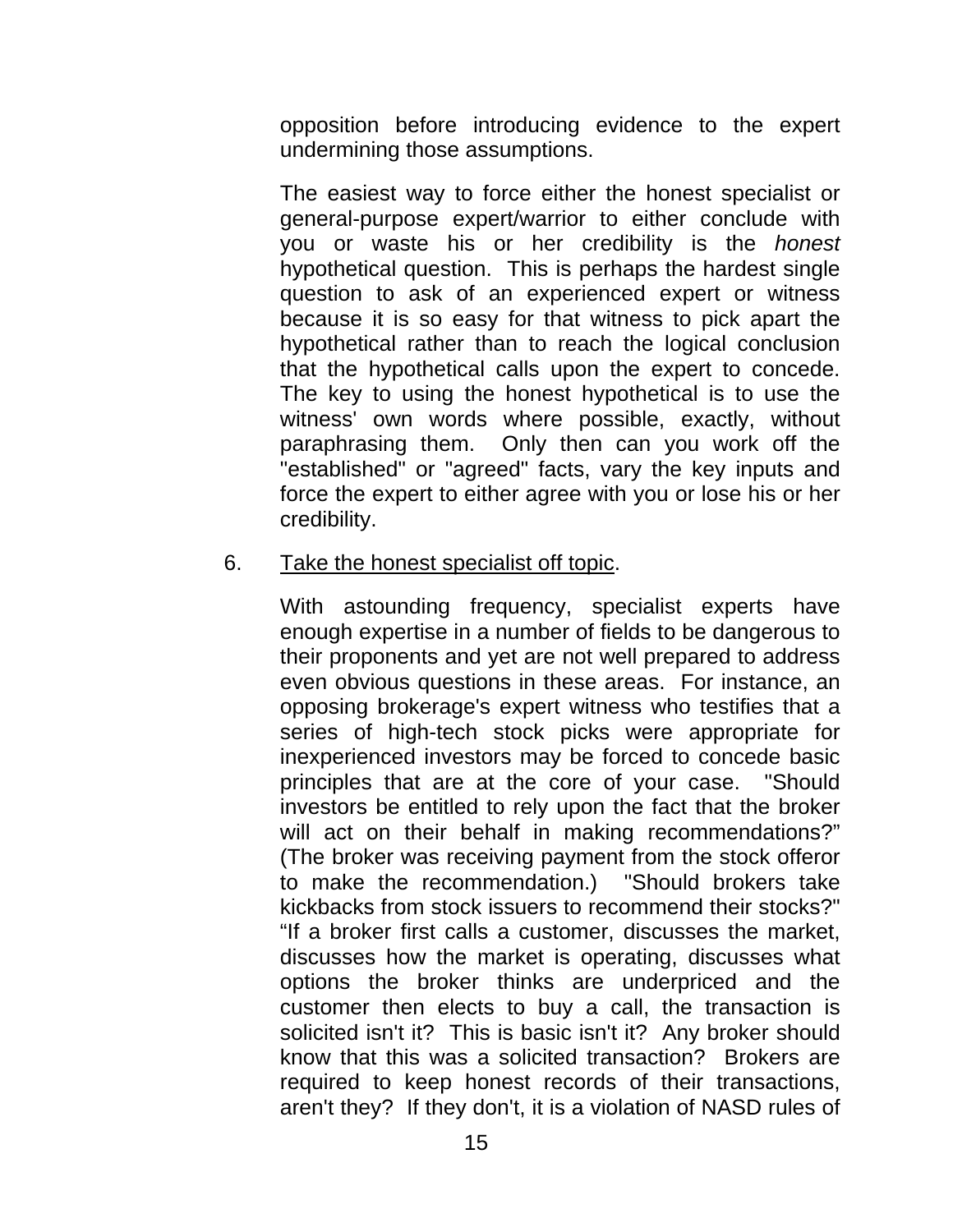opposition before introducing evidence to the expert undermining those assumptions.

The easiest way to force either the honest specialist or general-purpose expert/warrior to either conclude with you or waste his or her credibility is the *honest* hypothetical question. This is perhaps the hardest single question to ask of an experienced expert or witness because it is so easy for that witness to pick apart the hypothetical rather than to reach the logical conclusion that the hypothetical calls upon the expert to concede. The key to using the honest hypothetical is to use the witness' own words where possible, exactly, without paraphrasing them. Only then can you work off the "established" or "agreed" facts, vary the key inputs and force the expert to either agree with you or lose his or her credibility.

6. <u>Take the honest specialist off topic</u>.

With astounding frequency, specialist experts have enough expertise in a number of fields to be dangerous to their proponents and yet are not well prepared to address even obvious questions in these areas. For instance, an opposing brokerage's expert witness who testifies that a series of high-tech stock picks were appropriate for inexperienced investors may be forced to concede basic principles that are at the core of your case. "Should investors be entitled to rely upon the fact that the broker will act on their behalf in making recommendations?" (The broker was receiving payment from the stock offeror to make the recommendation.) "Should brokers take kickbacks from stock issuers to recommend their stocks?" "If a broker first calls a customer, discusses the market, discusses how the market is operating, discusses what options the broker thinks are underpriced and the customer then elects to buy a call, the transaction is solicited isn't it? This is basic isn't it? Any broker should know that this was a solicited transaction? Brokers are required to keep honest records of their transactions, aren't they? If they don't, it is a violation of NASD rules of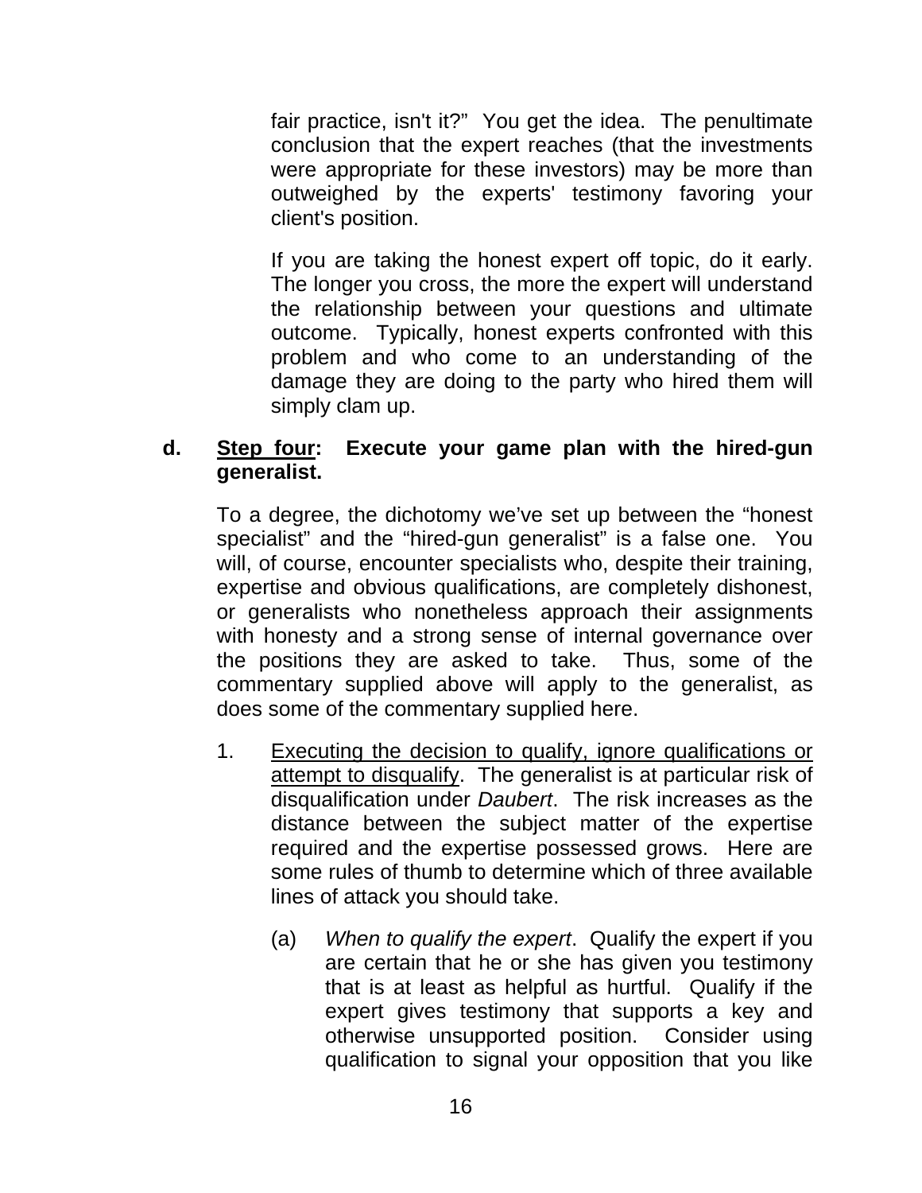fair practice, isn't it?" You get the idea. The penultimate conclusion that the expert reaches (that the investments were appropriate for these investors) may be more than outweighed by the experts' testimony favoring your client's position.

If you are taking the honest expert off topic, do it early. The longer you cross, the more the expert will understand the relationship between your questions and ultimate outcome. Typically, honest experts confronted with this problem and who come to an understanding of the damage they are doing to the party who hired them will simply clam up.

**d. <u>Step four</u>: Execute your game plan with the hired-gun generalist.**

To a degree, the dichotomy we've set up between the "honest specialist" and the "hired-gun generalist" is a false one. You will, of course, encounter specialists who, despite their training, expertise and obvious qualifications, are completely dishonest, or generalists who nonetheless approach their assignments with honesty and a strong sense of internal governance over the positions they are asked to take. Thus, some of the commentary supplied above will apply to the generalist, as does some of the commentary supplied here.

1. <u>Executing the decision to qualify, ignore qualifications or attempt to disqualify</u>. The generalist is at particular risk of disqualification under *Daubert*. The risk increases as the distance between the subject matter of the expertise required and the expertise possessed grows. Here are some rules of thumb to determine which of three available lines of attack you should take.

   (a) *When to qualify the expert*. Qualify the expert if you are certain that he or she has given you testimony that is at least as helpful as hurtful. Qualify if the expert gives testimony that supports a key and otherwise unsupported position. Consider using qualification to signal your opposition that you like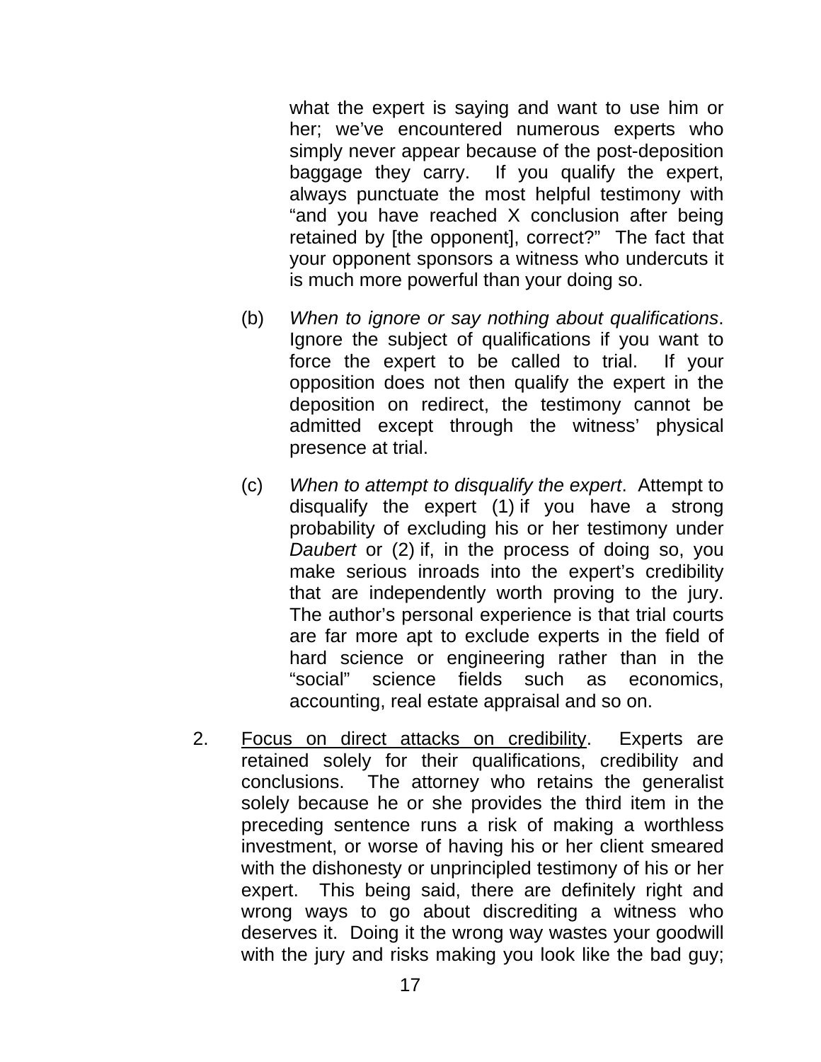what the expert is saying and want to use him or her; we've encountered numerous experts who simply never appear because of the post-deposition baggage they carry. If you qualify the expert, always punctuate the most helpful testimony with "and you have reached X conclusion after being retained by [the opponent], correct?" The fact that your opponent sponsors a witness who undercuts it is much more powerful than your doing so.

(b) *When to ignore or say nothing about qualifications*. Ignore the subject of qualifications if you want to force the expert to be called to trial. If your opposition does not then qualify the expert in the deposition on redirect, the testimony cannot be admitted except through the witness' physical presence at trial.

(c) *When to attempt to disqualify the expert*. Attempt to disqualify the expert (1) if you have a strong probability of excluding his or her testimony under *Daubert* or (2) if, in the process of doing so, you make serious inroads into the expert's credibility that are independently worth proving to the jury. The author's personal experience is that trial courts are far more apt to exclude experts in the field of hard science or engineering rather than in the "social" science fields such as economics, accounting, real estate appraisal and so on.

2. <u>Focus on direct attacks on credibility</u>. Experts are retained solely for their qualifications, credibility and conclusions. The attorney who retains the generalist solely because he or she provides the third item in the preceding sentence runs a risk of making a worthless investment, or worse of having his or her client smeared with the dishonesty or unprincipled testimony of his or her expert. This being said, there are definitely right and wrong ways to go about discrediting a witness who deserves it. Doing it the wrong way wastes your goodwill with the jury and risks making you look like the bad guy;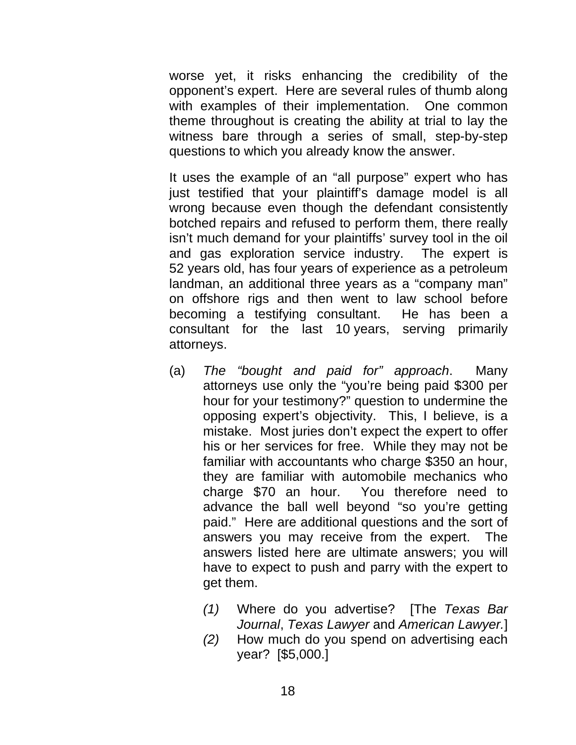worse yet, it risks enhancing the credibility of the opponent's expert. Here are several rules of thumb along with examples of their implementation. One common theme throughout is creating the ability at trial to lay the witness bare through a series of small, step-by-step questions to which you already know the answer.

It uses the example of an "all purpose" expert who has just testified that your plaintiff's damage model is all wrong because even though the defendant consistently botched repairs and refused to perform them, there really isn't much demand for your plaintiffs' survey tool in the oil and gas exploration service industry. The expert is 52 years old, has four years of experience as a petroleum landman, an additional three years as a "company man" on offshore rigs and then went to law school before becoming a testifying consultant. He has been a consultant for the last 10 years, serving primarily attorneys.

(a) *The "bought and paid for" approach*. Many attorneys use only the "you're being paid $300 per hour for your testimony?" question to undermine the opposing expert's objectivity. This, I believe, is a mistake. Most juries don't expect the expert to offer his or her services for free. While they may not be familiar with accountants who charge $350 an hour, they are familiar with automobile mechanics who charge $70 an hour. You therefore need to advance the ball well beyond "so you're getting paid." Here are additional questions and the sort of answers you may receive from the expert. The answers listed here are ultimate answers; you will have to expect to push and parry with the expert to get them.

   *(1)* Where do you advertise? [The *Texas Bar Journal*, *Texas Lawyer* and *American Lawyer.*]
   
   *(2)* How much do you spend on advertising each year? [$5,000.]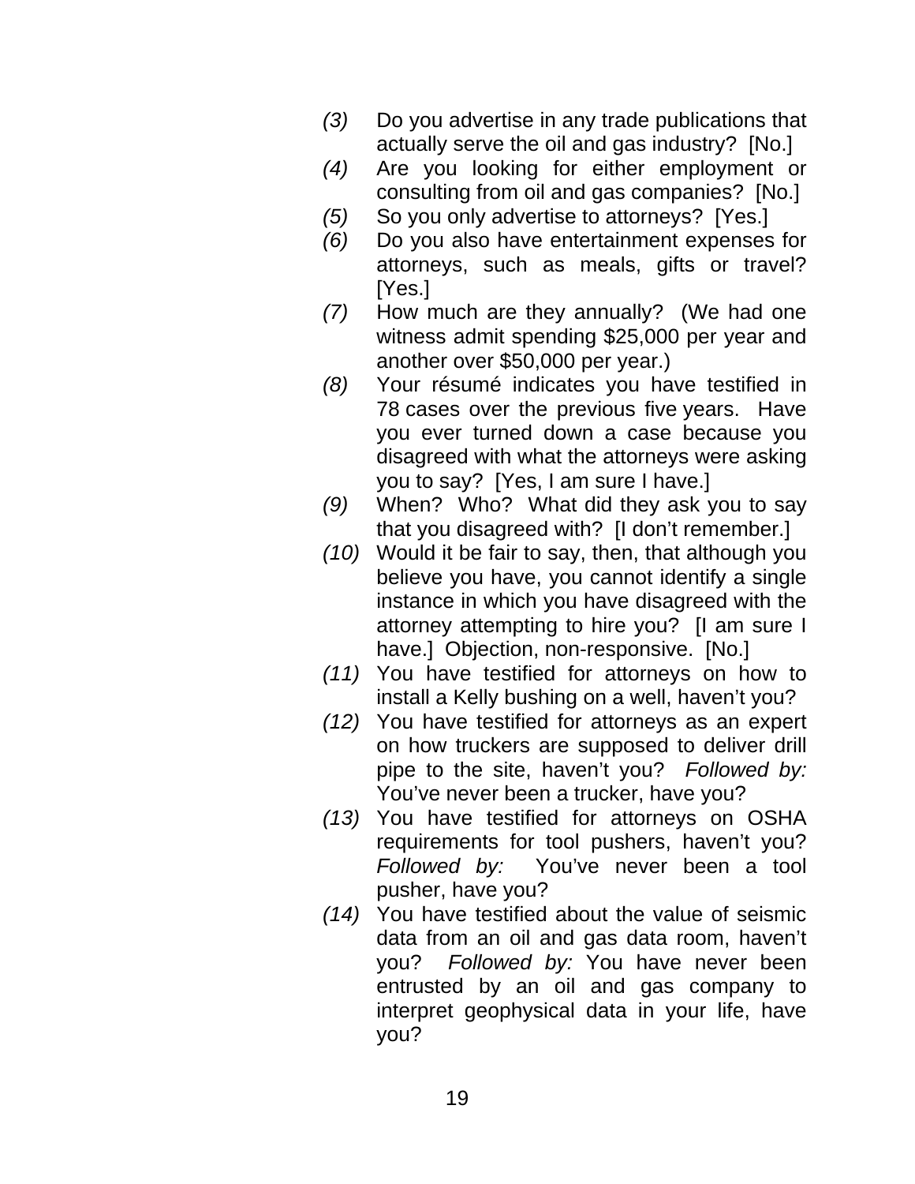*(3)* Do you advertise in any trade publications that actually serve the oil and gas industry?  [No.]

*(4)* Are you looking for either employment or consulting from oil and gas companies?  [No.]

*(5)* So you only advertise to attorneys?  [Yes.]

*(6)* Do you also have entertainment expenses for attorneys, such as meals, gifts or travel? [Yes.]

*(7)* How much are they annually?  (We had one witness admit spending $25,000 per year and another over $50,000 per year.)

*(8)* Your résumé indicates you have testified in 78 cases over the previous five years.  Have you ever turned down a case because you disagreed with what the attorneys were asking you to say?  [Yes, I am sure I have.]

*(9)* When?  Who?  What did they ask you to say that you disagreed with?  [I don't remember.]

*(10)* Would it be fair to say, then, that although you believe you have, you cannot identify a single instance in which you have disagreed with the attorney attempting to hire you?  [I am sure I have.]  Objection, non-responsive.  [No.]

*(11)* You have testified for attorneys on how to install a Kelly bushing on a well, haven't you?

*(12)* You have testified for attorneys as an expert on how truckers are supposed to deliver drill pipe to the site, haven't you?  *Followed by:* You've never been a trucker, have you?

*(13)* You have testified for attorneys on OSHA requirements for tool pushers, haven't you? *Followed by:* You've never been a tool pusher, have you?

*(14)* You have testified about the value of seismic data from an oil and gas data room, haven't you?  *Followed by:* You have never been entrusted by an oil and gas company to interpret geophysical data in your life, have you?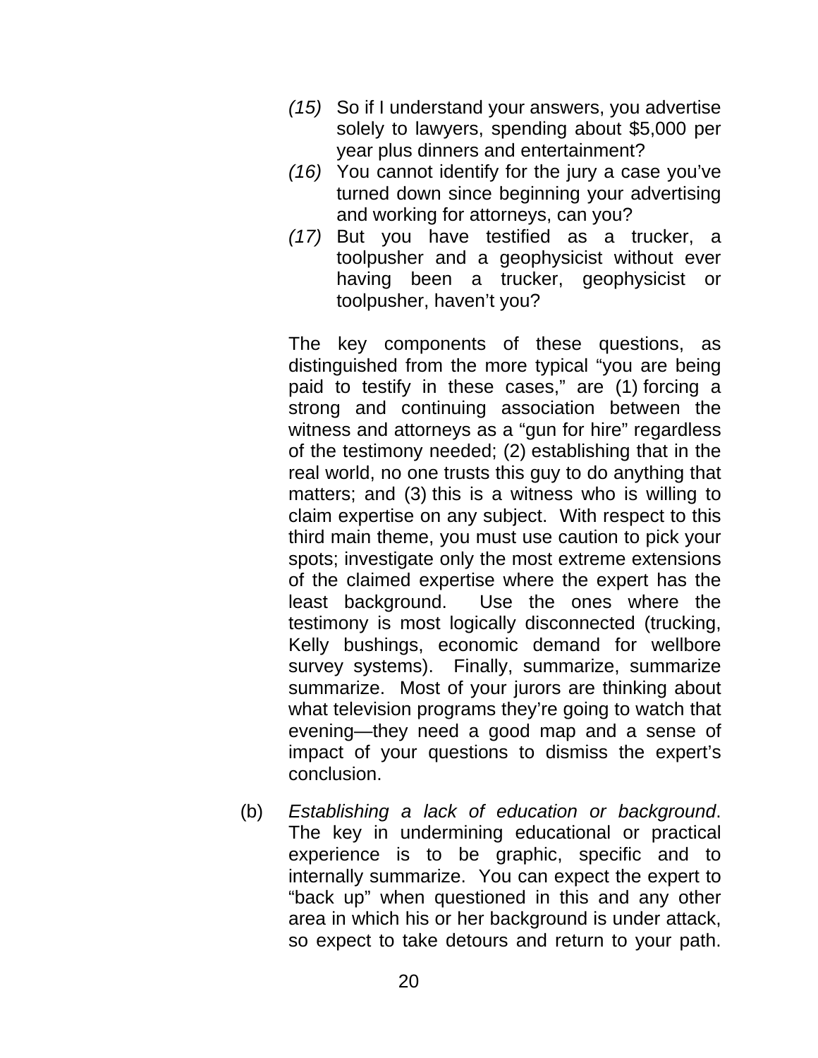*(15)* So if I understand your answers, you advertise solely to lawyers, spending about $5,000 per year plus dinners and entertainment?

*(16)* You cannot identify for the jury a case you've turned down since beginning your advertising and working for attorneys, can you?

*(17)* But you have testified as a trucker, a toolpusher and a geophysicist without ever having been a trucker, geophysicist or toolpusher, haven't you?

The key components of these questions, as distinguished from the more typical "you are being paid to testify in these cases," are (1) forcing a strong and continuing association between the witness and attorneys as a "gun for hire" regardless of the testimony needed; (2) establishing that in the real world, no one trusts this guy to do anything that matters; and (3) this is a witness who is willing to claim expertise on any subject. With respect to this third main theme, you must use caution to pick your spots; investigate only the most extreme extensions of the claimed expertise where the expert has the least background. Use the ones where the testimony is most logically disconnected (trucking, Kelly bushings, economic demand for wellbore survey systems). Finally, summarize, summarize summarize. Most of your jurors are thinking about what television programs they're going to watch that evening—they need a good map and a sense of impact of your questions to dismiss the expert's conclusion.

(b) *Establishing a lack of education or background*. The key in undermining educational or practical experience is to be graphic, specific and to internally summarize. You can expect the expert to "back up" when questioned in this and any other area in which his or her background is under attack, so expect to take detours and return to your path.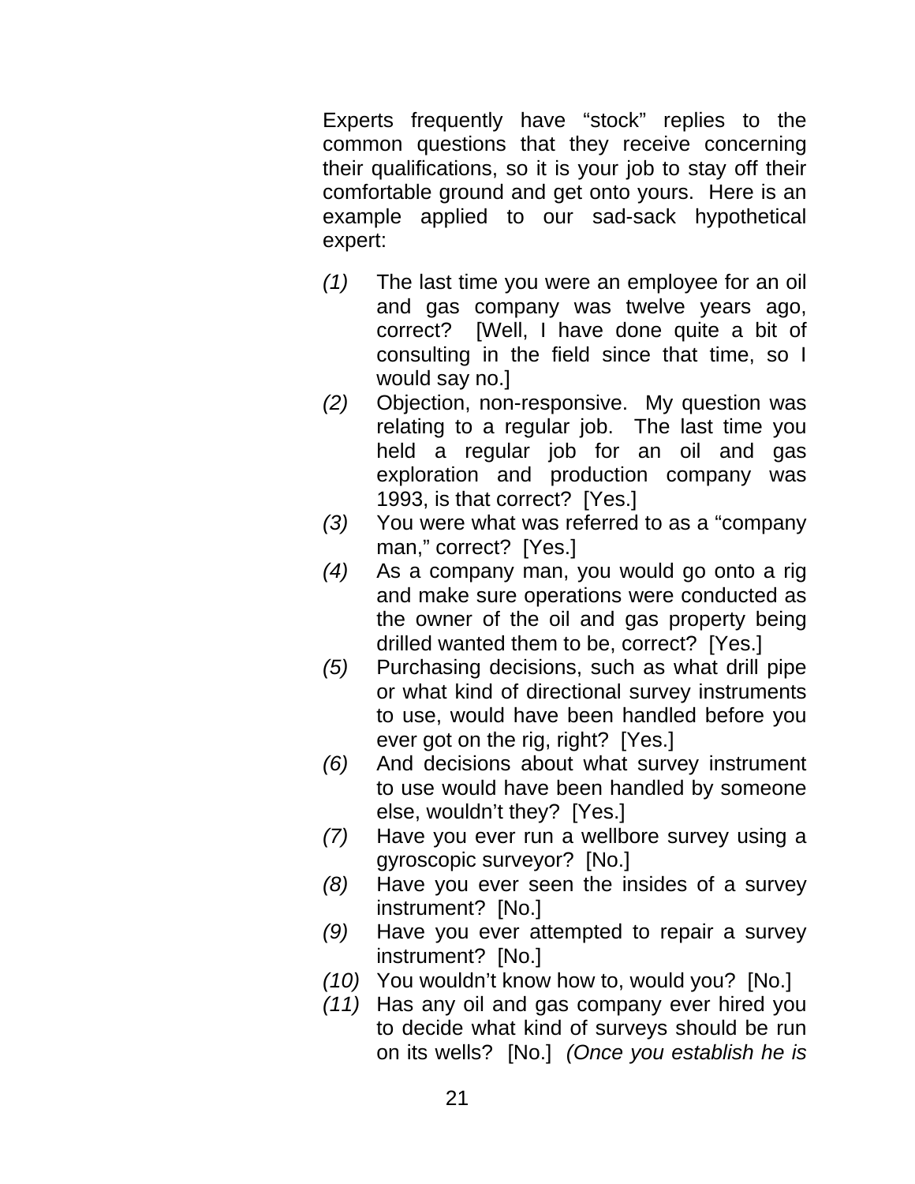Experts frequently have "stock" replies to the common questions that they receive concerning their qualifications, so it is your job to stay off their comfortable ground and get onto yours. Here is an example applied to our sad-sack hypothetical expert:

*(1)* The last time you were an employee for an oil and gas company was twelve years ago, correct? [Well, I have done quite a bit of consulting in the field since that time, so I would say no.]

*(2)* Objection, non-responsive. My question was relating to a regular job. The last time you held a regular job for an oil and gas exploration and production company was 1993, is that correct? [Yes.]

*(3)* You were what was referred to as a "company man," correct? [Yes.]

*(4)* As a company man, you would go onto a rig and make sure operations were conducted as the owner of the oil and gas property being drilled wanted them to be, correct? [Yes.]

*(5)* Purchasing decisions, such as what drill pipe or what kind of directional survey instruments to use, would have been handled before you ever got on the rig, right? [Yes.]

*(6)* And decisions about what survey instrument to use would have been handled by someone else, wouldn't they? [Yes.]

*(7)* Have you ever run a wellbore survey using a gyroscopic surveyor? [No.]

*(8)* Have you ever seen the insides of a survey instrument? [No.]

*(9)* Have you ever attempted to repair a survey instrument? [No.]

*(10)* You wouldn't know how to, would you? [No.]

*(11)* Has any oil and gas company ever hired you to decide what kind of surveys should be run on its wells? [No.] *(Once you establish he is*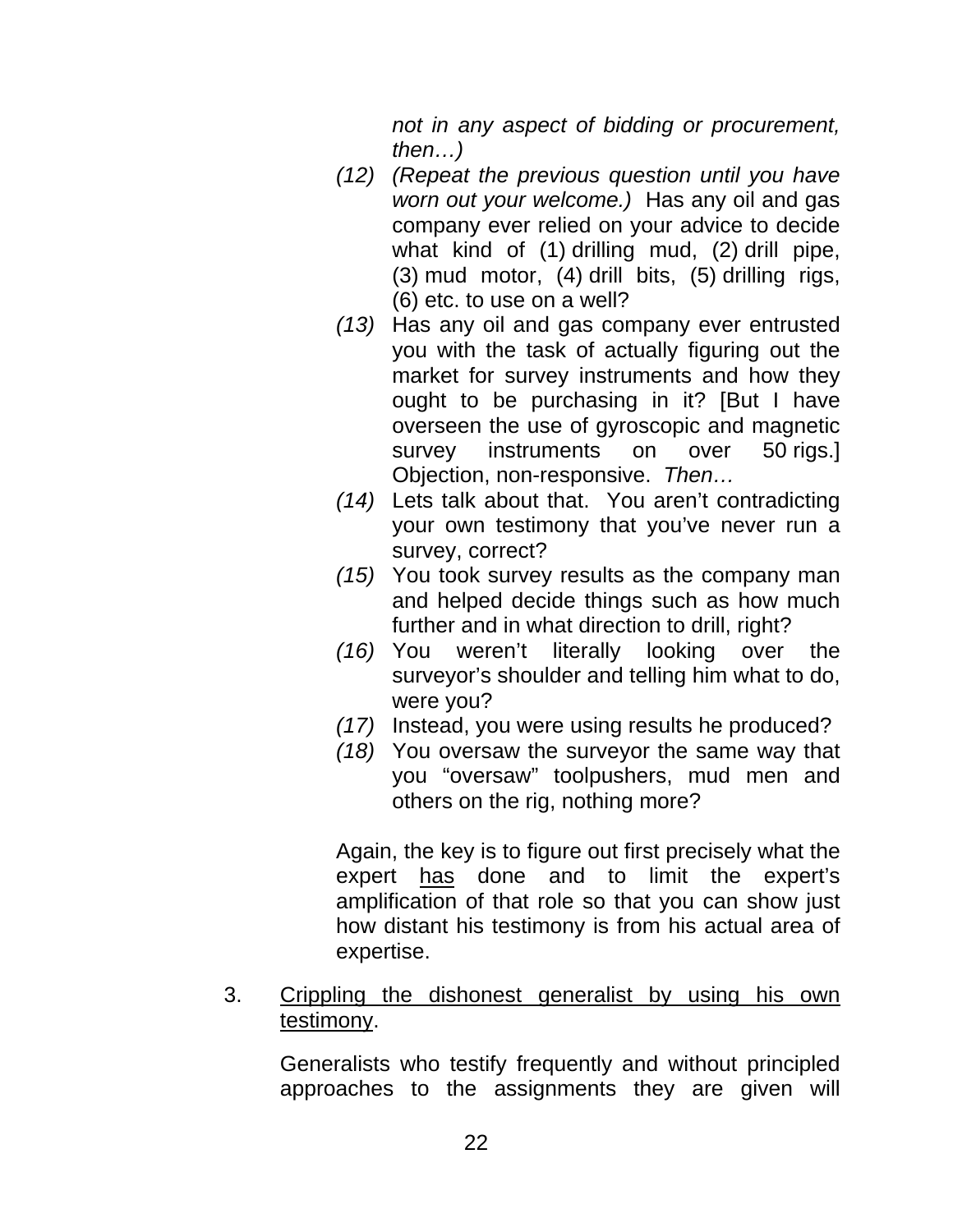*not in any aspect of bidding or procurement, then…)*

*(12)* *(Repeat the previous question until you have worn out your welcome.)* Has any oil and gas company ever relied on your advice to decide what kind of (1) drilling mud, (2) drill pipe, (3) mud motor, (4) drill bits, (5) drilling rigs, (6) etc. to use on a well?

*(13)* Has any oil and gas company ever entrusted you with the task of actually figuring out the market for survey instruments and how they ought to be purchasing in it? [But I have overseen the use of gyroscopic and magnetic survey instruments on over 50 rigs.] Objection, non-responsive. *Then…*

*(14)* Lets talk about that. You aren't contradicting your own testimony that you've never run a survey, correct?

*(15)* You took survey results as the company man and helped decide things such as how much further and in what direction to drill, right?

*(16)* You weren't literally looking over the surveyor's shoulder and telling him what to do, were you?

*(17)* Instead, you were using results he produced?

*(18)* You oversaw the surveyor the same way that you "oversaw" toolpushers, mud men and others on the rig, nothing more?

Again, the key is to figure out first precisely what the expert <u>has</u> done and to limit the expert's amplification of that role so that you can show just how distant his testimony is from his actual area of expertise.

3. <u>Crippling the dishonest generalist by using his own testimony</u>.

Generalists who testify frequently and without principled approaches to the assignments they are given will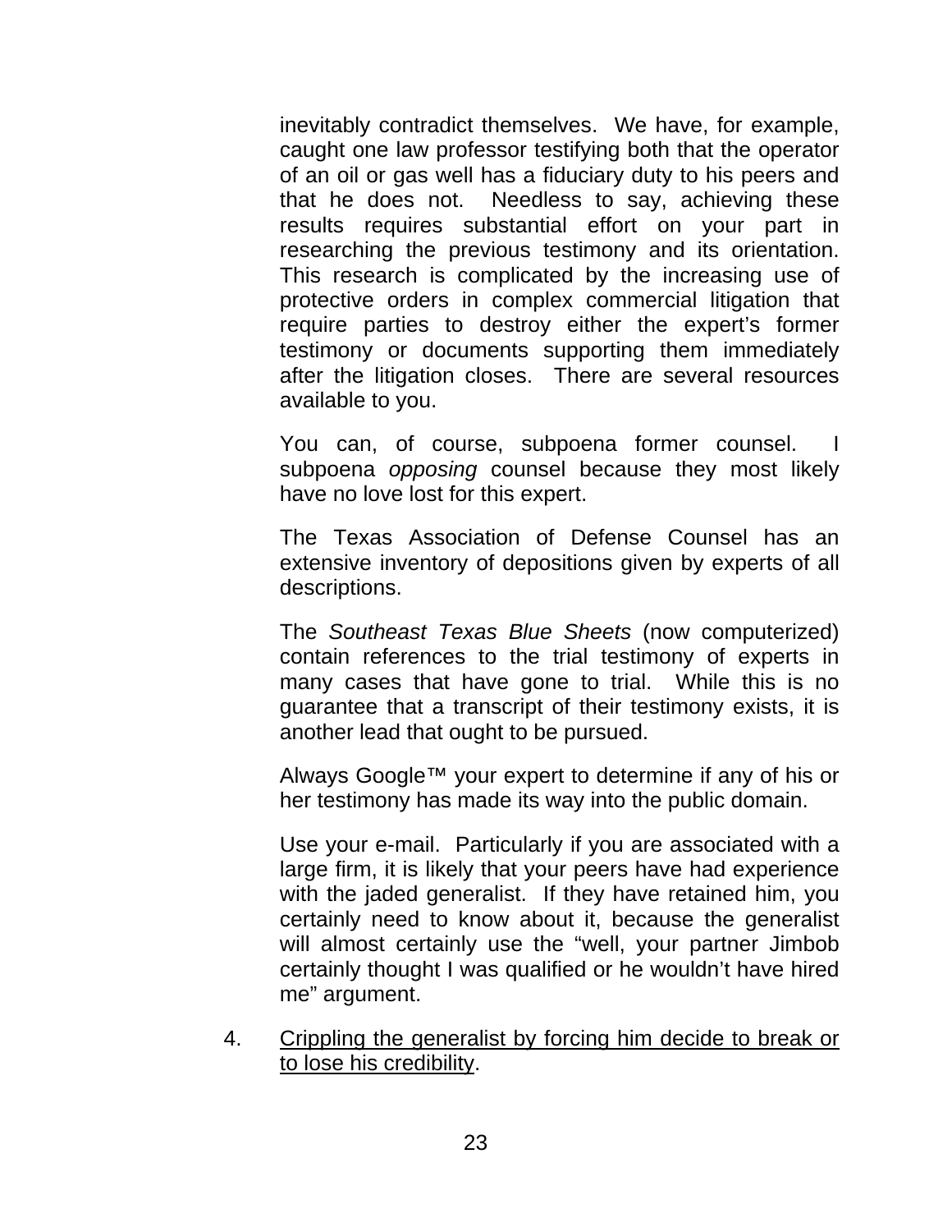inevitably contradict themselves. We have, for example, caught one law professor testifying both that the operator of an oil or gas well has a fiduciary duty to his peers and that he does not. Needless to say, achieving these results requires substantial effort on your part in researching the previous testimony and its orientation. This research is complicated by the increasing use of protective orders in complex commercial litigation that require parties to destroy either the expert's former testimony or documents supporting them immediately after the litigation closes. There are several resources available to you.

You can, of course, subpoena former counsel. I subpoena *opposing* counsel because they most likely have no love lost for this expert.

The Texas Association of Defense Counsel has an extensive inventory of depositions given by experts of all descriptions.

The *Southeast Texas Blue Sheets* (now computerized) contain references to the trial testimony of experts in many cases that have gone to trial. While this is no guarantee that a transcript of their testimony exists, it is another lead that ought to be pursued.

Always Google™ your expert to determine if any of his or her testimony has made its way into the public domain.

Use your e-mail. Particularly if you are associated with a large firm, it is likely that your peers have had experience with the jaded generalist. If they have retained him, you certainly need to know about it, because the generalist will almost certainly use the "well, your partner Jimbob certainly thought I was qualified or he wouldn't have hired me" argument.

4. <u>Crippling the generalist by forcing him decide to break or to lose his credibility</u>.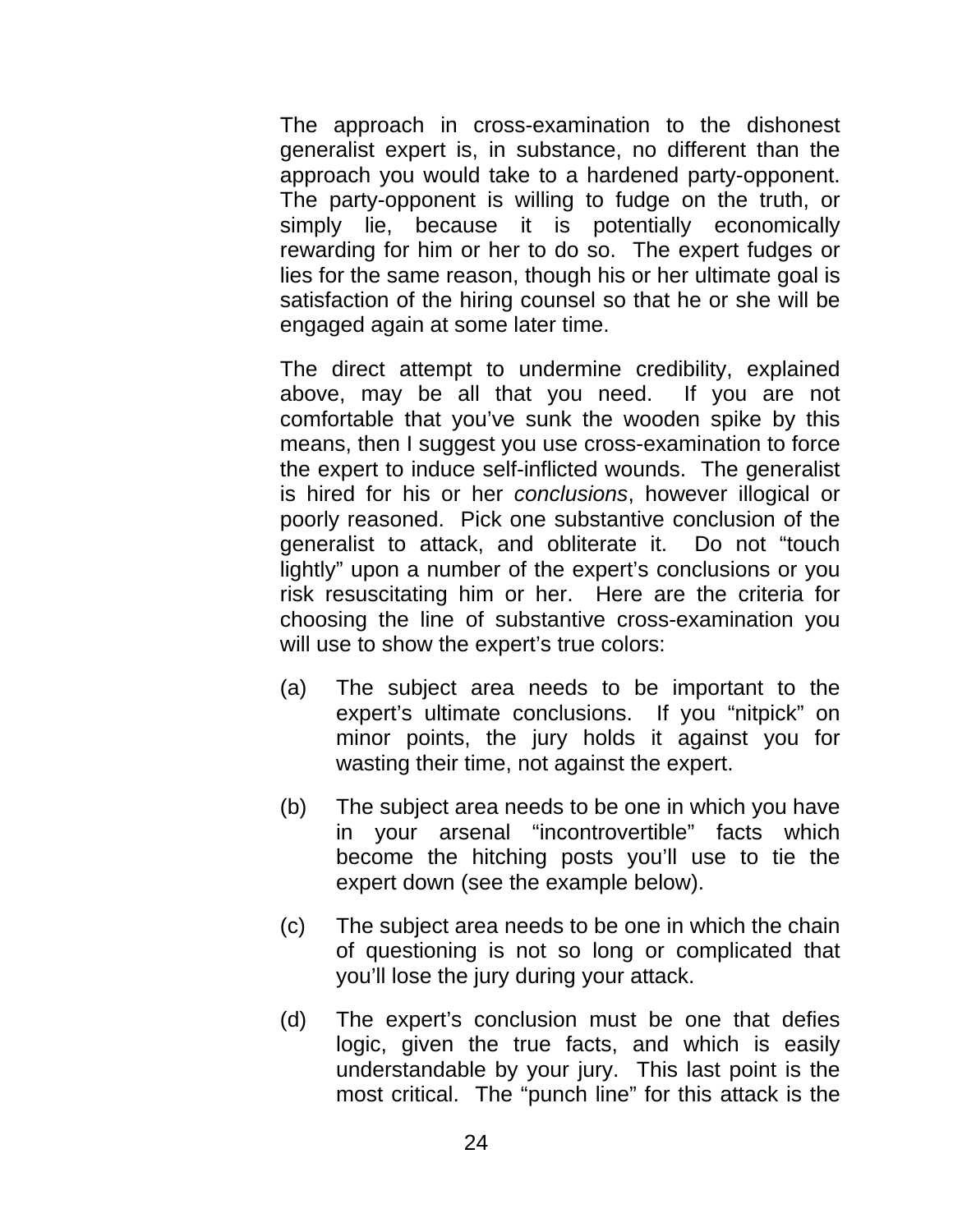The approach in cross-examination to the dishonest generalist expert is, in substance, no different than the approach you would take to a hardened party-opponent. The party-opponent is willing to fudge on the truth, or simply lie, because it is potentially economically rewarding for him or her to do so. The expert fudges or lies for the same reason, though his or her ultimate goal is satisfaction of the hiring counsel so that he or she will be engaged again at some later time.

The direct attempt to undermine credibility, explained above, may be all that you need. If you are not comfortable that you've sunk the wooden spike by this means, then I suggest you use cross-examination to force the expert to induce self-inflicted wounds. The generalist is hired for his or her *conclusions*, however illogical or poorly reasoned. Pick one substantive conclusion of the generalist to attack, and obliterate it. Do not "touch lightly" upon a number of the expert's conclusions or you risk resuscitating him or her. Here are the criteria for choosing the line of substantive cross-examination you will use to show the expert's true colors:

(a) The subject area needs to be important to the expert's ultimate conclusions. If you "nitpick" on minor points, the jury holds it against you for wasting their time, not against the expert.

(b) The subject area needs to be one in which you have in your arsenal "incontrovertible" facts which become the hitching posts you'll use to tie the expert down (see the example below).

(c) The subject area needs to be one in which the chain of questioning is not so long or complicated that you'll lose the jury during your attack.

(d) The expert's conclusion must be one that defies logic, given the true facts, and which is easily understandable by your jury. This last point is the most critical. The "punch line" for this attack is the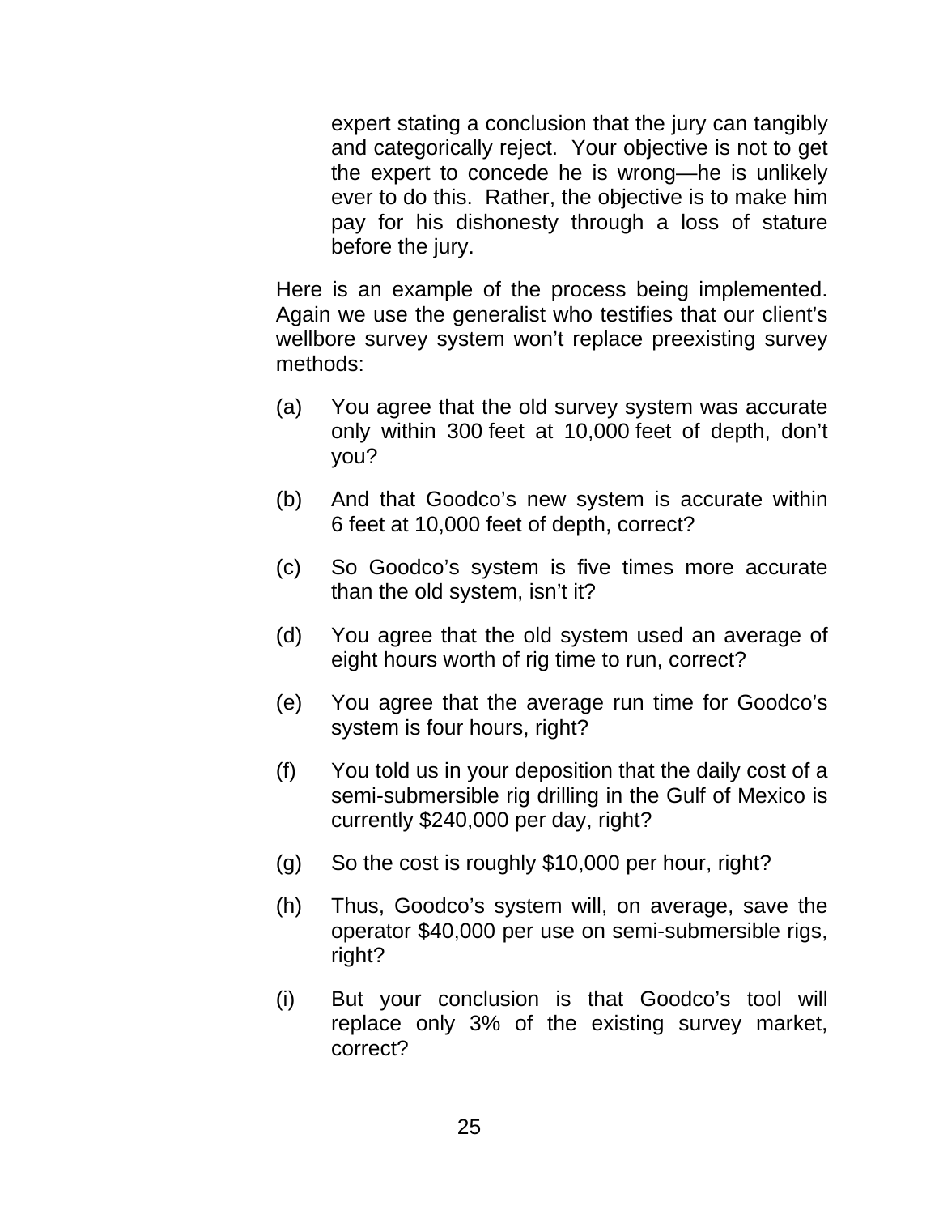expert stating a conclusion that the jury can tangibly and categorically reject. Your objective is not to get the expert to concede he is wrong—he is unlikely ever to do this. Rather, the objective is to make him pay for his dishonesty through a loss of stature before the jury.

Here is an example of the process being implemented. Again we use the generalist who testifies that our client's wellbore survey system won't replace preexisting survey methods:

(a) You agree that the old survey system was accurate only within 300 feet at 10,000 feet of depth, don't you?

(b) And that Goodco's new system is accurate within 6 feet at 10,000 feet of depth, correct?

(c) So Goodco's system is five times more accurate than the old system, isn't it?

(d) You agree that the old system used an average of eight hours worth of rig time to run, correct?

(e) You agree that the average run time for Goodco's system is four hours, right?

(f) You told us in your deposition that the daily cost of a semi-submersible rig drilling in the Gulf of Mexico is currently $240,000 per day, right?

(g) So the cost is roughly $10,000 per hour, right?

(h) Thus, Goodco's system will, on average, save the operator $40,000 per use on semi-submersible rigs, right?

(i) But your conclusion is that Goodco's tool will replace only 3% of the existing survey market, correct?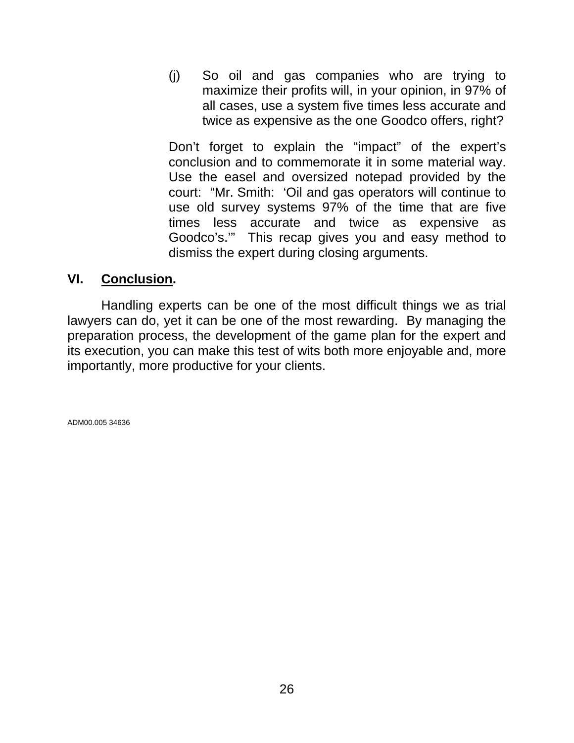(j) So oil and gas companies who are trying to maximize their profits will, in your opinion, in 97% of all cases, use a system five times less accurate and twice as expensive as the one Goodco offers, right?

Don't forget to explain the "impact" of the expert's conclusion and to commemorate it in some material way. Use the easel and oversized notepad provided by the court: "Mr. Smith: 'Oil and gas operators will continue to use old survey systems 97% of the time that are five times less accurate and twice as expensive as Goodco's.'" This recap gives you and easy method to dismiss the expert during closing arguments.

## VI. **Conclusion**.

Handling experts can be one of the most difficult things we as trial lawyers can do, yet it can be one of the most rewarding. By managing the preparation process, the development of the game plan for the expert and its execution, you can make this test of wits both more enjoyable and, more importantly, more productive for your clients.

ADM00.005 34636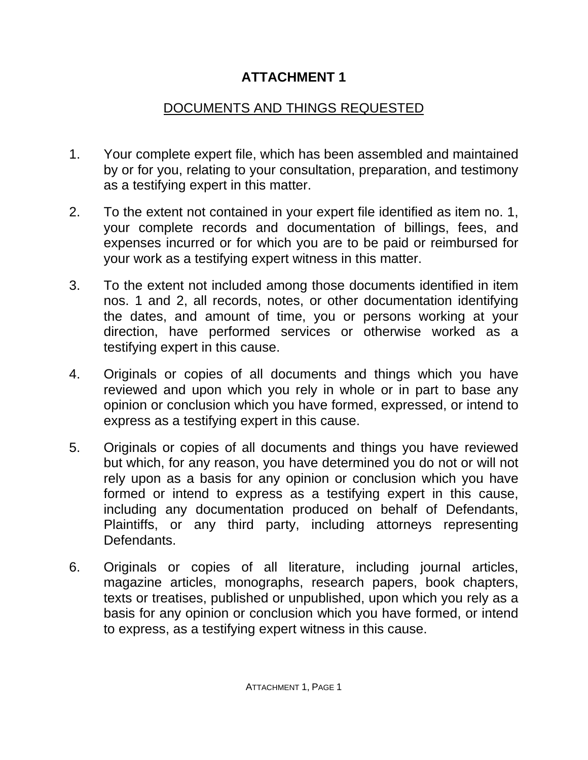# ATTACHMENT 1

## DOCUMENTS AND THINGS REQUESTED

1. Your complete expert file, which has been assembled and maintained by or for you, relating to your consultation, preparation, and testimony as a testifying expert in this matter.

2. To the extent not contained in your expert file identified as item no. 1, your complete records and documentation of billings, fees, and expenses incurred or for which you are to be paid or reimbursed for your work as a testifying expert witness in this matter.

3. To the extent not included among those documents identified in item nos. 1 and 2, all records, notes, or other documentation identifying the dates, and amount of time, you or persons working at your direction, have performed services or otherwise worked as a testifying expert in this cause.

4. Originals or copies of all documents and things which you have reviewed and upon which you rely in whole or in part to base any opinion or conclusion which you have formed, expressed, or intend to express as a testifying expert in this cause.

5. Originals or copies of all documents and things you have reviewed but which, for any reason, you have determined you do not or will not rely upon as a basis for any opinion or conclusion which you have formed or intend to express as a testifying expert in this cause, including any documentation produced on behalf of Defendants, Plaintiffs, or any third party, including attorneys representing Defendants.

6. Originals or copies of all literature, including journal articles, magazine articles, monographs, research papers, book chapters, texts or treatises, published or unpublished, upon which you rely as a basis for any opinion or conclusion which you have formed, or intend to express, as a testifying expert witness in this cause.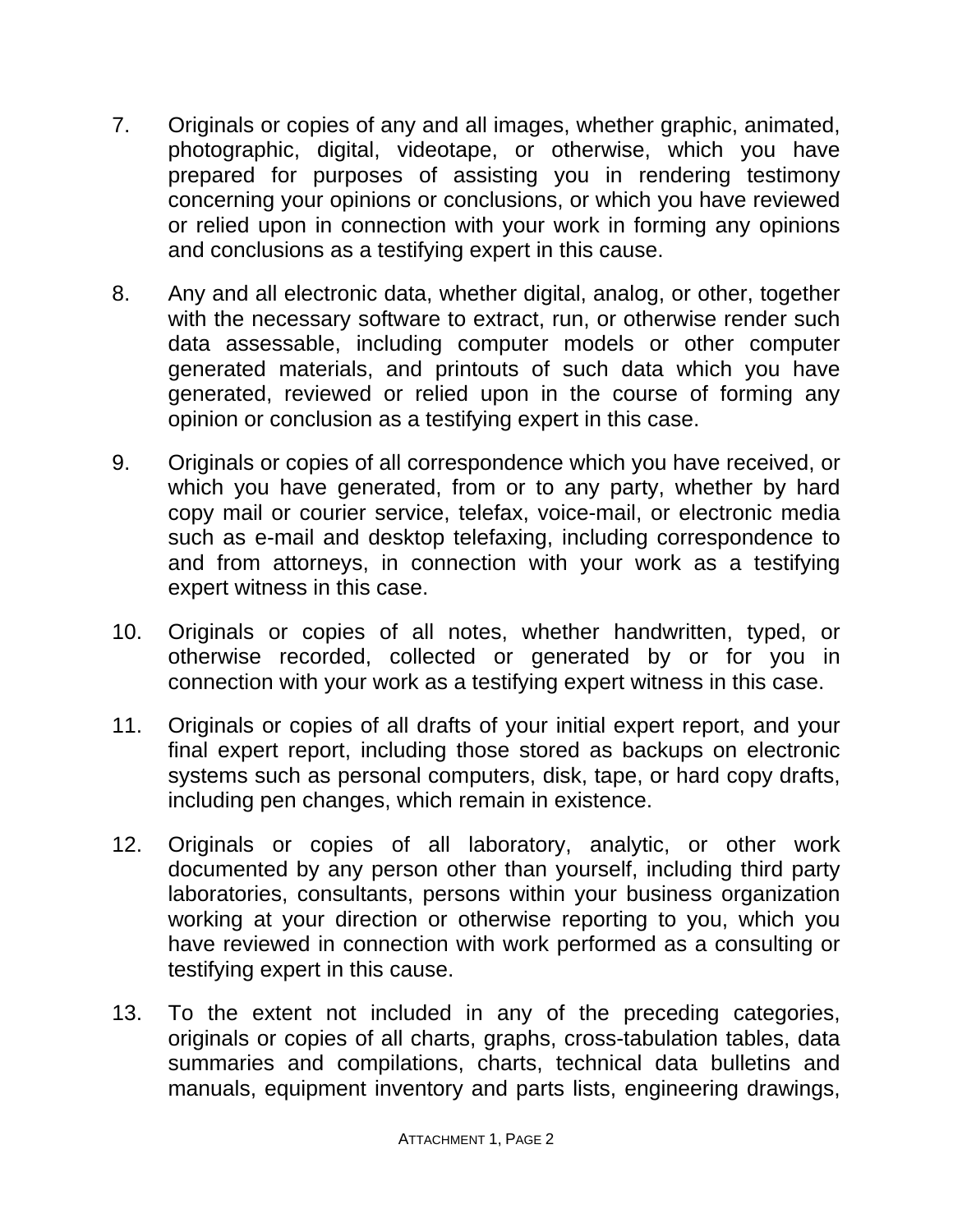7. Originals or copies of any and all images, whether graphic, animated, photographic, digital, videotape, or otherwise, which you have prepared for purposes of assisting you in rendering testimony concerning your opinions or conclusions, or which you have reviewed or relied upon in connection with your work in forming any opinions and conclusions as a testifying expert in this cause.

8. Any and all electronic data, whether digital, analog, or other, together with the necessary software to extract, run, or otherwise render such data assessable, including computer models or other computer generated materials, and printouts of such data which you have generated, reviewed or relied upon in the course of forming any opinion or conclusion as a testifying expert in this case.

9. Originals or copies of all correspondence which you have received, or which you have generated, from or to any party, whether by hard copy mail or courier service, telefax, voice-mail, or electronic media such as e-mail and desktop telefaxing, including correspondence to and from attorneys, in connection with your work as a testifying expert witness in this case.

10. Originals or copies of all notes, whether handwritten, typed, or otherwise recorded, collected or generated by or for you in connection with your work as a testifying expert witness in this case.

11. Originals or copies of all drafts of your initial expert report, and your final expert report, including those stored as backups on electronic systems such as personal computers, disk, tape, or hard copy drafts, including pen changes, which remain in existence.

12. Originals or copies of all laboratory, analytic, or other work documented by any person other than yourself, including third party laboratories, consultants, persons within your business organization working at your direction or otherwise reporting to you, which you have reviewed in connection with work performed as a consulting or testifying expert in this cause.

13. To the extent not included in any of the preceding categories, originals or copies of all charts, graphs, cross-tabulation tables, data summaries and compilations, charts, technical data bulletins and manuals, equipment inventory and parts lists, engineering drawings,

ATTACHMENT 1, PAGE 2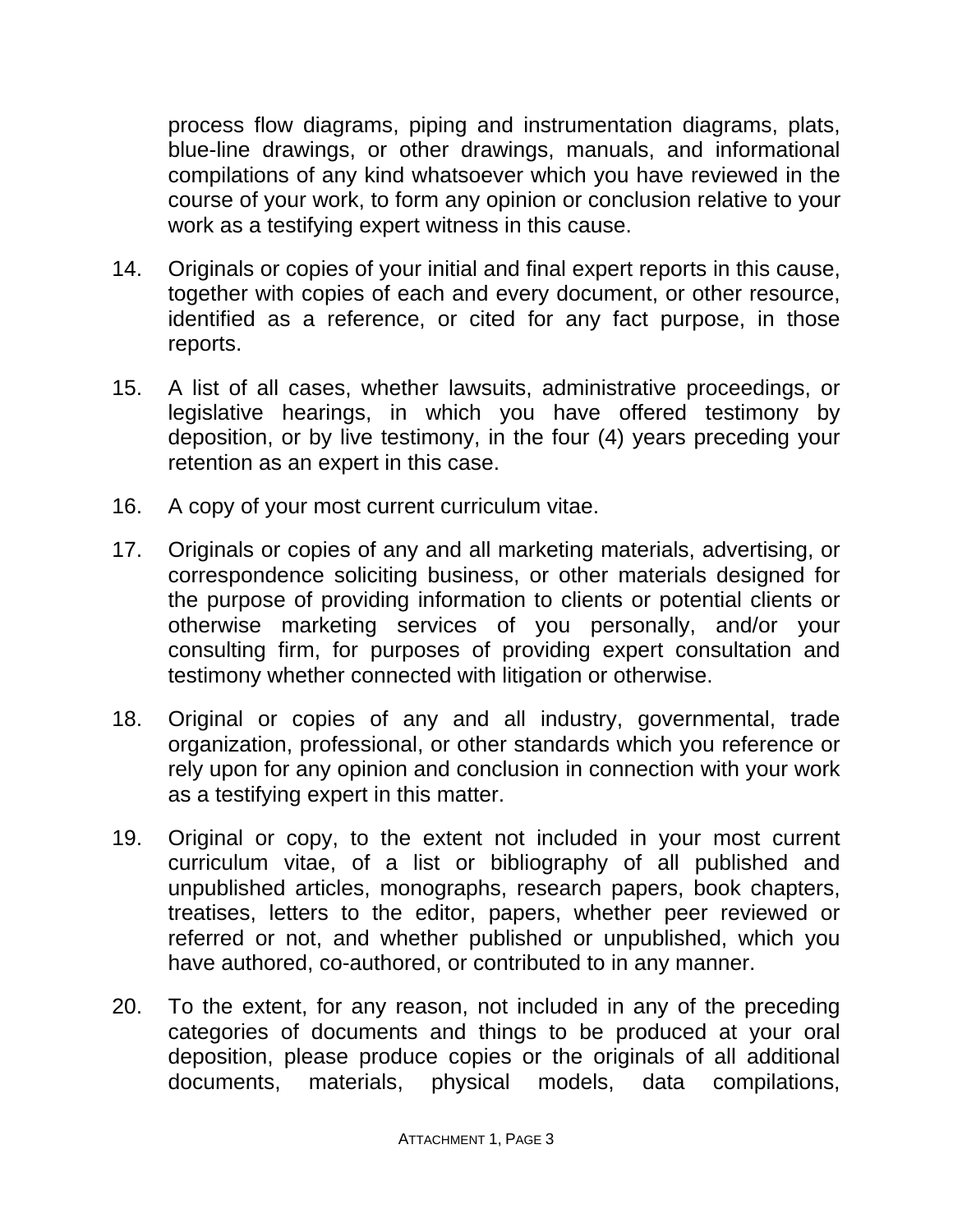process flow diagrams, piping and instrumentation diagrams, plats, blue-line drawings, or other drawings, manuals, and informational compilations of any kind whatsoever which you have reviewed in the course of your work, to form any opinion or conclusion relative to your work as a testifying expert witness in this cause.

14. Originals or copies of your initial and final expert reports in this cause, together with copies of each and every document, or other resource, identified as a reference, or cited for any fact purpose, in those reports.

15. A list of all cases, whether lawsuits, administrative proceedings, or legislative hearings, in which you have offered testimony by deposition, or by live testimony, in the four (4) years preceding your retention as an expert in this case.

16. A copy of your most current curriculum vitae.

17. Originals or copies of any and all marketing materials, advertising, or correspondence soliciting business, or other materials designed for the purpose of providing information to clients or potential clients or otherwise marketing services of you personally, and/or your consulting firm, for purposes of providing expert consultation and testimony whether connected with litigation or otherwise.

18. Original or copies of any and all industry, governmental, trade organization, professional, or other standards which you reference or rely upon for any opinion and conclusion in connection with your work as a testifying expert in this matter.

19. Original or copy, to the extent not included in your most current curriculum vitae, of a list or bibliography of all published and unpublished articles, monographs, research papers, book chapters, treatises, letters to the editor, papers, whether peer reviewed or referred or not, and whether published or unpublished, which you have authored, co-authored, or contributed to in any manner.

20. To the extent, for any reason, not included in any of the preceding categories of documents and things to be produced at your oral deposition, please produce copies or the originals of all additional documents, materials, physical models, data compilations,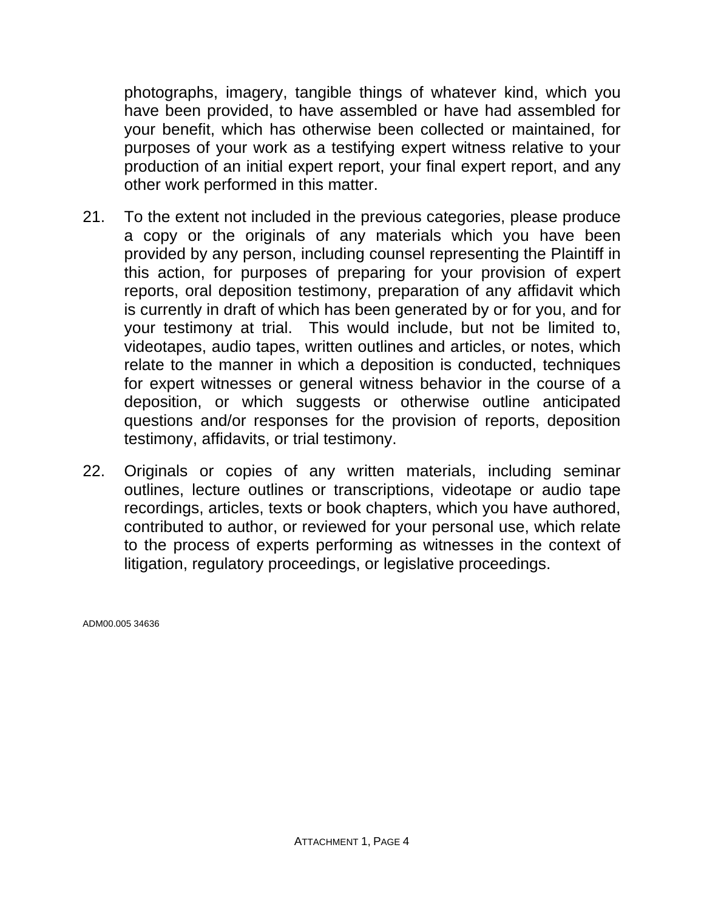photographs, imagery, tangible things of whatever kind, which you have been provided, to have assembled or have had assembled for your benefit, which has otherwise been collected or maintained, for purposes of your work as a testifying expert witness relative to your production of an initial expert report, your final expert report, and any other work performed in this matter.

21. To the extent not included in the previous categories, please produce a copy or the originals of any materials which you have been provided by any person, including counsel representing the Plaintiff in this action, for purposes of preparing for your provision of expert reports, oral deposition testimony, preparation of any affidavit which is currently in draft of which has been generated by or for you, and for your testimony at trial. This would include, but not be limited to, videotapes, audio tapes, written outlines and articles, or notes, which relate to the manner in which a deposition is conducted, techniques for expert witnesses or general witness behavior in the course of a deposition, or which suggests or otherwise outline anticipated questions and/or responses for the provision of reports, deposition testimony, affidavits, or trial testimony.

22. Originals or copies of any written materials, including seminar outlines, lecture outlines or transcriptions, videotape or audio tape recordings, articles, texts or book chapters, which you have authored, contributed to author, or reviewed for your personal use, which relate to the process of experts performing as witnesses in the context of litigation, regulatory proceedings, or legislative proceedings.

ADM00.005 34636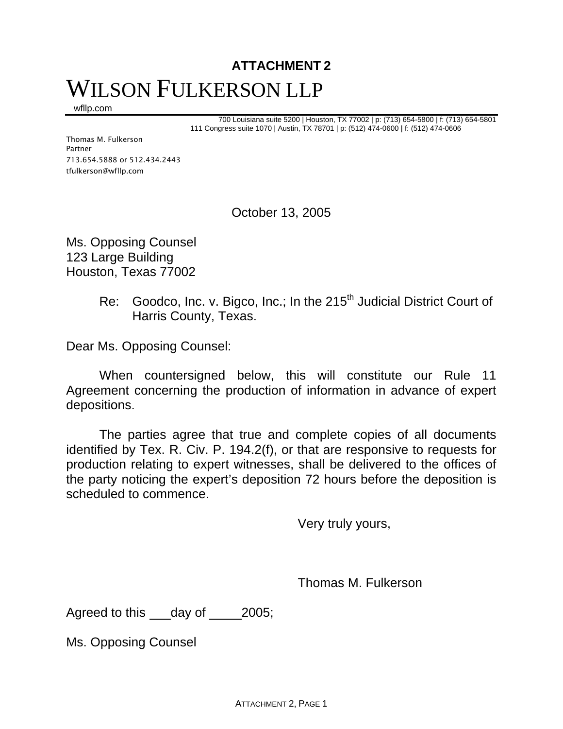## ATTACHMENT 2

# WILSON FULKERSON LLP

wfllp.com

700 Louisiana suite 5200 | Houston, TX 77002 | p: (713) 654-5800 | f: (713) 654-5801
111 Congress suite 1070 | Austin, TX 78701 | p: (512) 474-0600 | f: (512) 474-0606

Thomas M. Fulkerson
Partner
713.654.5888 or 512.434.2443
tfulkerson@wfllp.com

October 13, 2005

Ms. Opposing Counsel
123 Large Building
Houston, Texas 77002

Re: Goodco, Inc. v. Bigco, Inc.; In the 215th Judicial District Court of Harris County, Texas.

Dear Ms. Opposing Counsel:

When countersigned below, this will constitute our Rule 11 Agreement concerning the production of information in advance of expert depositions.

The parties agree that true and complete copies of all documents identified by Tex. R. Civ. P. 194.2(f), or that are responsive to requests for production relating to expert witnesses, shall be delivered to the offices of the party noticing the expert's deposition 72 hours before the deposition is scheduled to commence.

Very truly yours,

Thomas M. Fulkerson

Agreed to this ___ day of _____ 2005;

Ms. Opposing Counsel